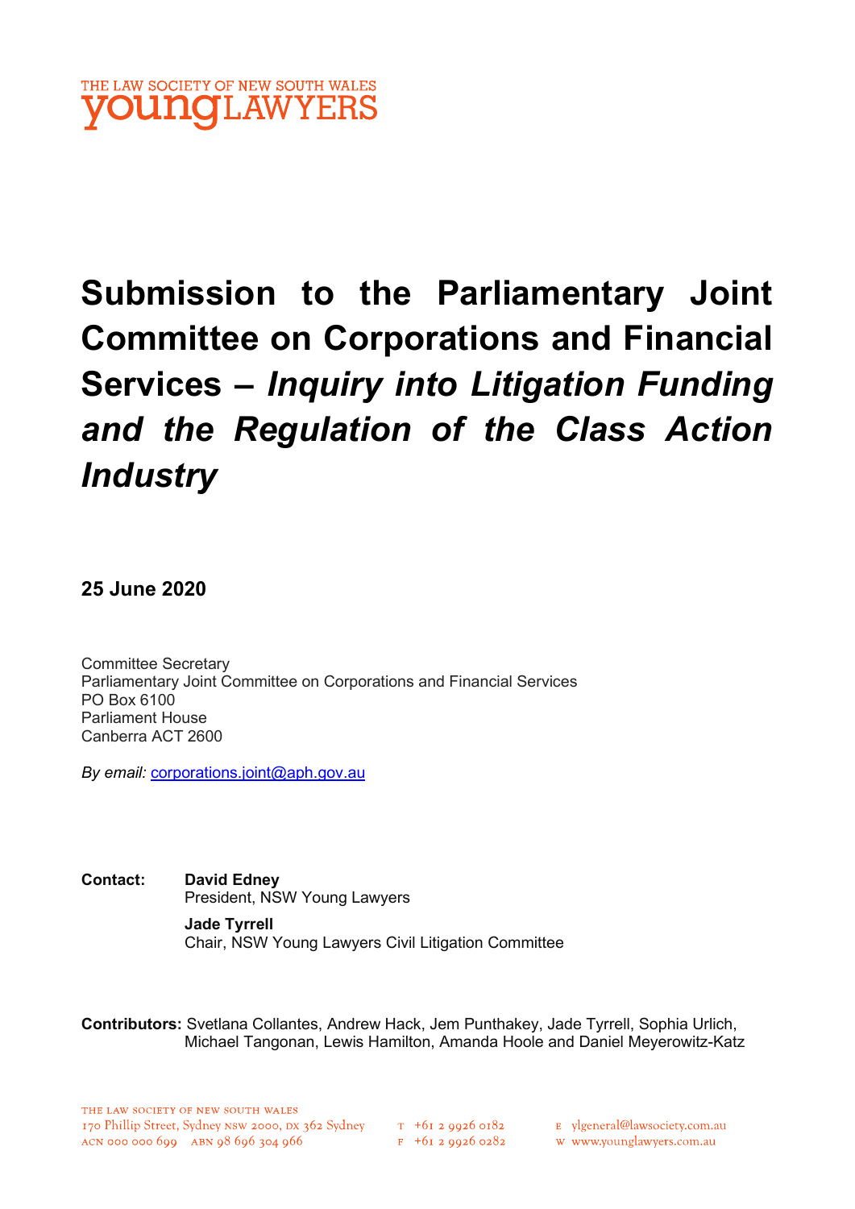THE LAW SOCIETY OF NEW SOUTH WALES
youngLAWYERS

# Submission to the Parliamentary Joint Committee on Corporations and Financial Services – *Inquiry into Litigation Funding and the Regulation of the Class Action Industry*

**25 June 2020**

Committee Secretary
Parliamentary Joint Committee on Corporations and Financial Services
PO Box 6100
Parliament House
Canberra ACT 2600

*By email:* corporations.joint@aph.gov.au

**Contact:** **David Edney**
President, NSW Young Lawyers

**Jade Tyrrell**
Chair, NSW Young Lawyers Civil Litigation Committee

**Contributors:** Svetlana Collantes, Andrew Hack, Jem Punthakey, Jade Tyrrell, Sophia Urlich, Michael Tangonan, Lewis Hamilton, Amanda Hoole and Daniel Meyerowitz-Katz

THE LAW SOCIETY OF NEW SOUTH WALES
170 Phillip Street, Sydney NSW 2000, DX 362 Sydney
ACN 000 000 699 ABN 98 696 304 966

T +61 2 9926 0182
F +61 2 9926 0282

E ylgeneral@lawsociety.com.au
W www.younglawyers.com.au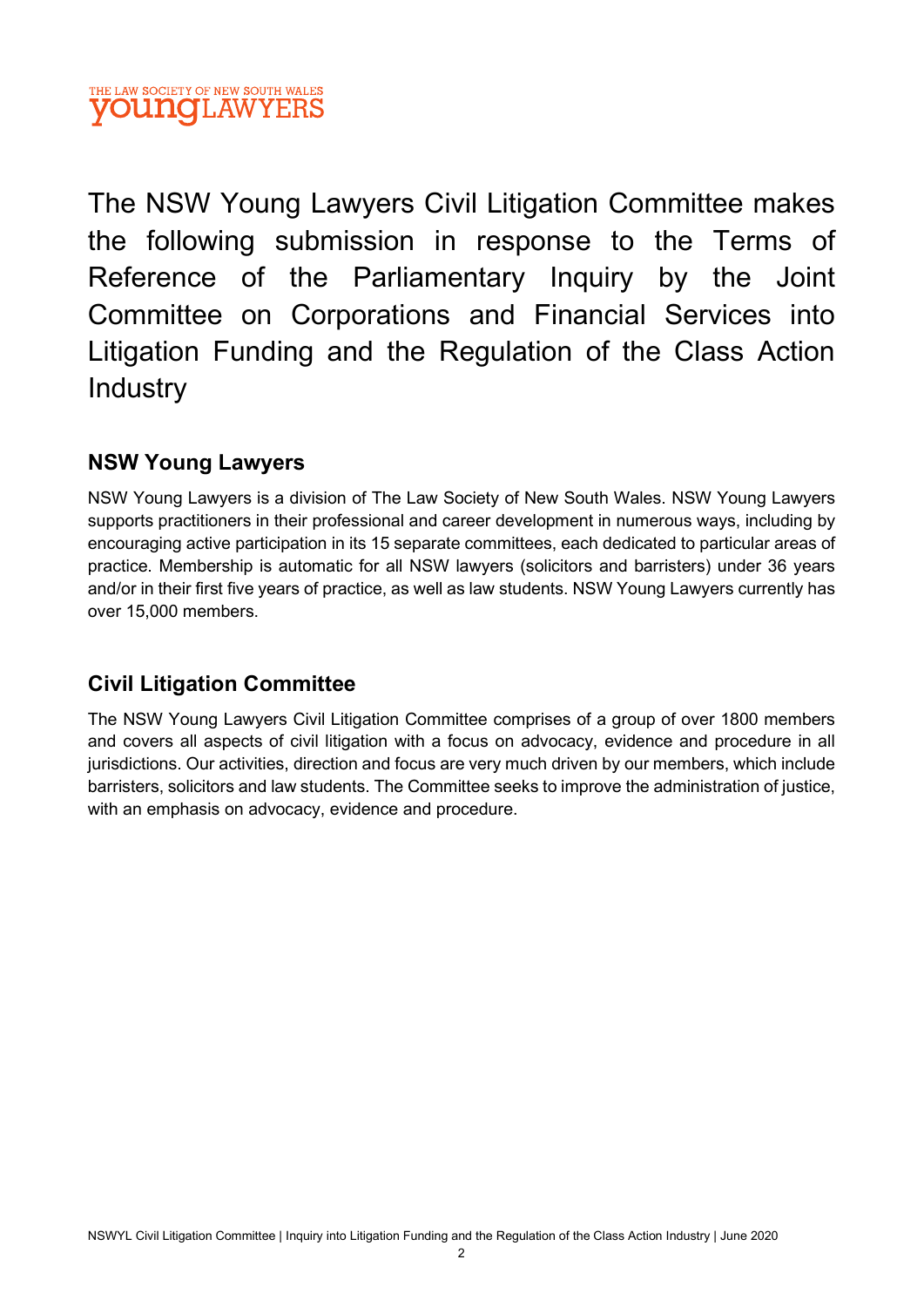The NSW Young Lawyers Civil Litigation Committee makes the following submission in response to the Terms of Reference of the Parliamentary Inquiry by the Joint Committee on Corporations and Financial Services into Litigation Funding and the Regulation of the Class Action Industry

## NSW Young Lawyers

NSW Young Lawyers is a division of The Law Society of New South Wales. NSW Young Lawyers supports practitioners in their professional and career development in numerous ways, including by encouraging active participation in its 15 separate committees, each dedicated to particular areas of practice. Membership is automatic for all NSW lawyers (solicitors and barristers) under 36 years and/or in their first five years of practice, as well as law students. NSW Young Lawyers currently has over 15,000 members.

## Civil Litigation Committee

The NSW Young Lawyers Civil Litigation Committee comprises of a group of over 1800 members and covers all aspects of civil litigation with a focus on advocacy, evidence and procedure in all jurisdictions. Our activities, direction and focus are very much driven by our members, which include barristers, solicitors and law students. The Committee seeks to improve the administration of justice, with an emphasis on advocacy, evidence and procedure.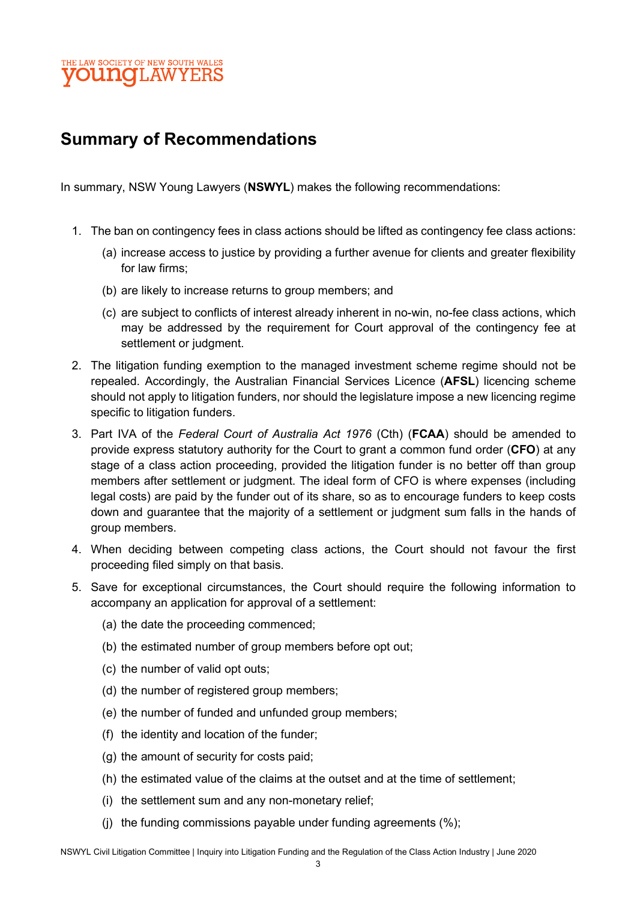## Summary of Recommendations

In summary, NSW Young Lawyers (**NSWYL**) makes the following recommendations:

1. The ban on contingency fees in class actions should be lifted as contingency fee class actions:
   (a) increase access to justice by providing a further avenue for clients and greater flexibility for law firms;
   (b) are likely to increase returns to group members; and
   (c) are subject to conflicts of interest already inherent in no-win, no-fee class actions, which may be addressed by the requirement for Court approval of the contingency fee at settlement or judgment.
2. The litigation funding exemption to the managed investment scheme regime should not be repealed. Accordingly, the Australian Financial Services Licence (**AFSL**) licencing scheme should not apply to litigation funders, nor should the legislature impose a new licencing regime specific to litigation funders.
3. Part IVA of the *Federal Court of Australia Act 1976* (Cth) (**FCAA**) should be amended to provide express statutory authority for the Court to grant a common fund order (**CFO**) at any stage of a class action proceeding, provided the litigation funder is no better off than group members after settlement or judgment. The ideal form of CFO is where expenses (including legal costs) are paid by the funder out of its share, so as to encourage funders to keep costs down and guarantee that the majority of a settlement or judgment sum falls in the hands of group members.
4. When deciding between competing class actions, the Court should not favour the first proceeding filed simply on that basis.
5. Save for exceptional circumstances, the Court should require the following information to accompany an application for approval of a settlement:
   (a) the date the proceeding commenced;
   (b) the estimated number of group members before opt out;
   (c) the number of valid opt outs;
   (d) the number of registered group members;
   (e) the number of funded and unfunded group members;
   (f) the identity and location of the funder;
   (g) the amount of security for costs paid;
   (h) the estimated value of the claims at the outset and at the time of settlement;
   (i) the settlement sum and any non-monetary relief;
   (j) the funding commissions payable under funding agreements (%);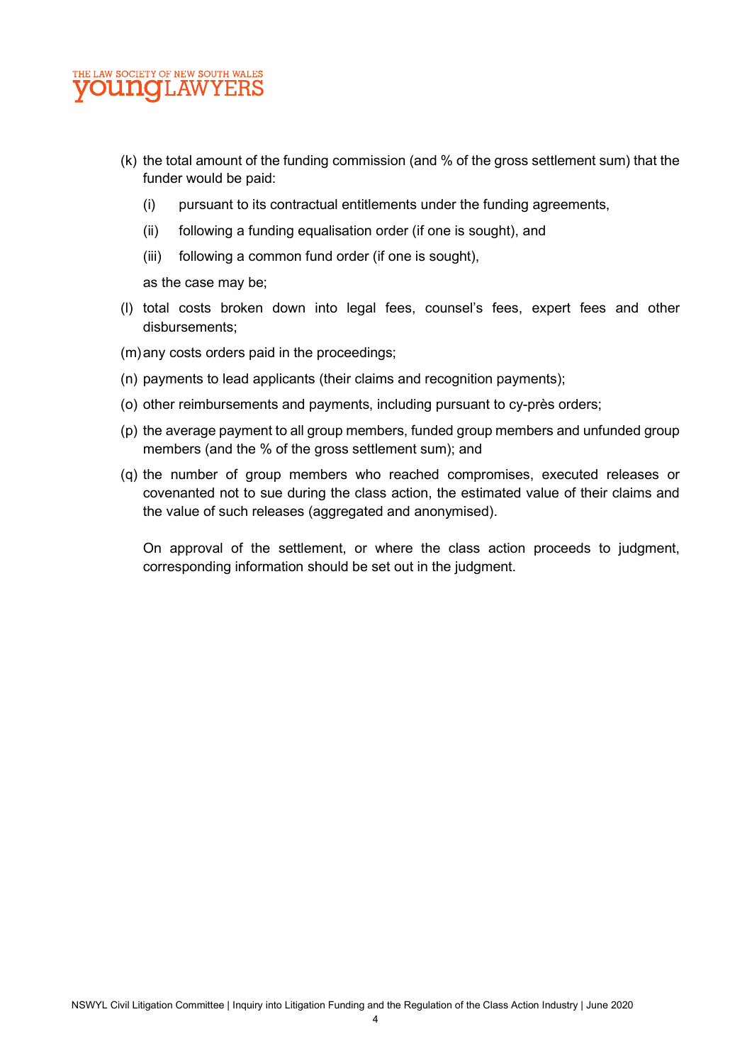(k) the total amount of the funding commission (and % of the gross settlement sum) that the funder would be paid:

    (i) pursuant to its contractual entitlements under the funding agreements,

    (ii) following a funding equalisation order (if one is sought), and

    (iii) following a common fund order (if one is sought),

    as the case may be;

(l) total costs broken down into legal fees, counsel's fees, expert fees and other disbursements;

(m) any costs orders paid in the proceedings;

(n) payments to lead applicants (their claims and recognition payments);

(o) other reimbursements and payments, including pursuant to cy-près orders;

(p) the average payment to all group members, funded group members and unfunded group members (and the % of the gross settlement sum); and

(q) the number of group members who reached compromises, executed releases or covenanted not to sue during the class action, the estimated value of their claims and the value of such releases (aggregated and anonymised).

On approval of the settlement, or where the class action proceeds to judgment, corresponding information should be set out in the judgment.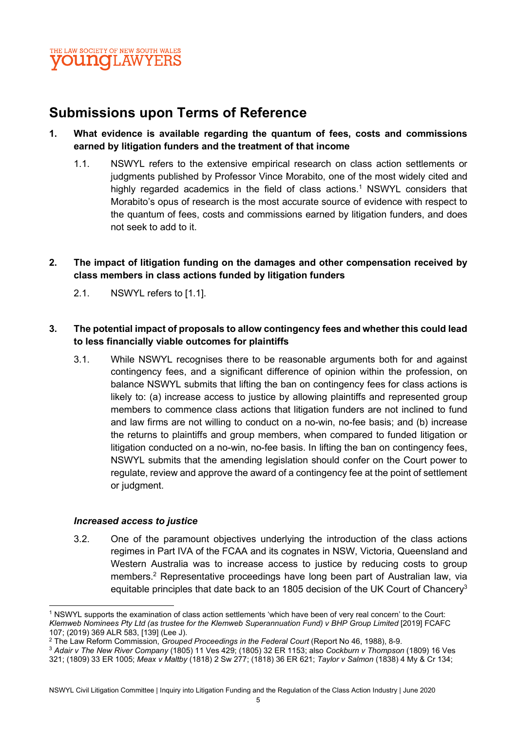## Submissions upon Terms of Reference

**1. What evidence is available regarding the quantum of fees, costs and commissions earned by litigation funders and the treatment of that income**

1.1. NSWYL refers to the extensive empirical research on class action settlements or judgments published by Professor Vince Morabito, one of the most widely cited and highly regarded academics in the field of class actions.[1] NSWYL considers that Morabito's opus of research is the most accurate source of evidence with respect to the quantum of fees, costs and commissions earned by litigation funders, and does not seek to add to it.

**2. The impact of litigation funding on the damages and other compensation received by class members in class actions funded by litigation funders**

2.1. NSWYL refers to [1.1].

**3. The potential impact of proposals to allow contingency fees and whether this could lead to less financially viable outcomes for plaintiffs**

3.1. While NSWYL recognises there to be reasonable arguments both for and against contingency fees, and a significant difference of opinion within the profession, on balance NSWYL submits that lifting the ban on contingency fees for class actions is likely to: (a) increase access to justice by allowing plaintiffs and represented group members to commence class actions that litigation funders are not inclined to fund and law firms are not willing to conduct on a no-win, no-fee basis; and (b) increase the returns to plaintiffs and group members, when compared to funded litigation or litigation conducted on a no-win, no-fee basis. In lifting the ban on contingency fees, NSWYL submits that the amending legislation should confer on the Court power to regulate, review and approve the award of a contingency fee at the point of settlement or judgment.

***Increased access to justice***

3.2. One of the paramount objectives underlying the introduction of the class actions regimes in Part IVA of the FCAA and its cognates in NSW, Victoria, Queensland and Western Australia was to increase access to justice by reducing costs to group members.[2] Representative proceedings have long been part of Australian law, via equitable principles that date back to an 1805 decision of the UK Court of Chancery[3]

---

[1] NSWYL supports the examination of class action settlements 'which have been of very real concern' to the Court: *Klemweb Nominees Pty Ltd (as trustee for the Klemweb Superannuation Fund) v BHP Group Limited* [2019] FCAFC 107; (2019) 369 ALR 583, [139] (Lee J).

[2] The Law Reform Commission, *Grouped Proceedings in the Federal Court* (Report No 46, 1988), 8-9.

[3] *Adair v The New River Company* (1805) 11 Ves 429; (1805) 32 ER 1153; also *Cockburn v Thompson* (1809) 16 Ves 321; (1809) 33 ER 1005; *Meax v Maltby* (1818) 2 Sw 277; (1818) 36 ER 621; *Taylor v Salmon* (1838) 4 My & Cr 134;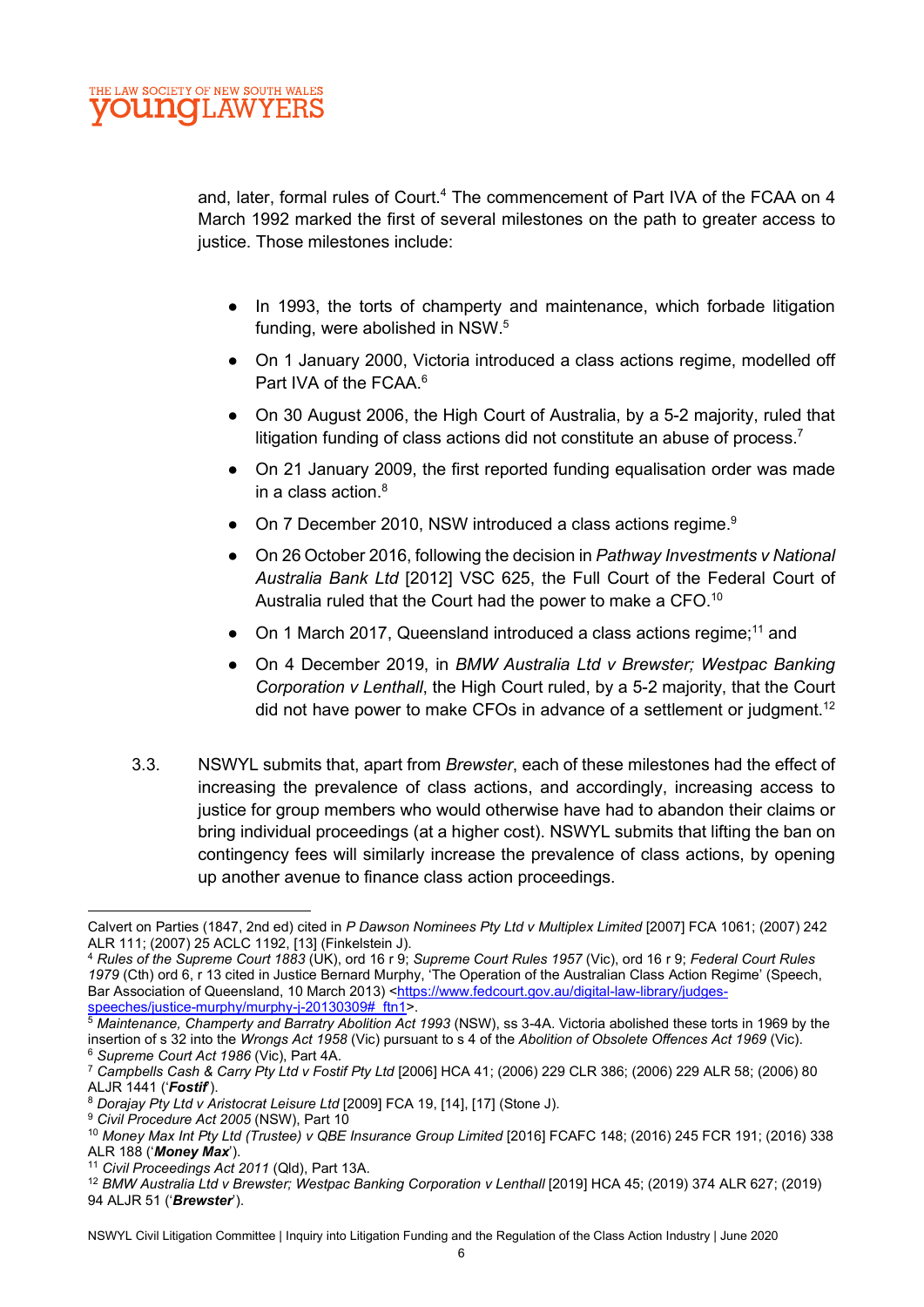and, later, formal rules of Court.[4] The commencement of Part IVA of the FCAA on 4 March 1992 marked the first of several milestones on the path to greater access to justice. Those milestones include:

- In 1993, the torts of champerty and maintenance, which forbade litigation funding, were abolished in NSW.[5]
- On 1 January 2000, Victoria introduced a class actions regime, modelled off Part IVA of the FCAA.[6]
- On 30 August 2006, the High Court of Australia, by a 5-2 majority, ruled that litigation funding of class actions did not constitute an abuse of process.[7]
- On 21 January 2009, the first reported funding equalisation order was made in a class action.[8]
- On 7 December 2010, NSW introduced a class actions regime.[9]
- On 26 October 2016, following the decision in *Pathway Investments v National Australia Bank Ltd* [2012] VSC 625, the Full Court of the Federal Court of Australia ruled that the Court had the power to make a CFO.[10]
- On 1 March 2017, Queensland introduced a class actions regime;[11] and
- On 4 December 2019, in *BMW Australia Ltd v Brewster; Westpac Banking Corporation v Lenthall*, the High Court ruled, by a 5-2 majority, that the Court did not have power to make CFOs in advance of a settlement or judgment.[12]

3.3. NSWYL submits that, apart from *Brewster*, each of these milestones had the effect of increasing the prevalence of class actions, and accordingly, increasing access to justice for group members who would otherwise have had to abandon their claims or bring individual proceedings (at a higher cost). NSWYL submits that lifting the ban on contingency fees will similarly increase the prevalence of class actions, by opening up another avenue to finance class action proceedings.

---

Calvert on Parties (1847, 2nd ed) cited in *P Dawson Nominees Pty Ltd v Multiplex Limited* [2007] FCA 1061; (2007) 242 ALR 111; (2007) 25 ACLC 1192, [13] (Finkelstein J).

[4] *Rules of the Supreme Court 1883* (UK), ord 16 r 9; *Supreme Court Rules 1957* (Vic), ord 16 r 9; *Federal Court Rules 1979* (Cth) ord 6, r 13 cited in Justice Bernard Murphy, 'The Operation of the Australian Class Action Regime' (Speech, Bar Association of Queensland, 10 March 2013) <https://www.fedcourt.gov.au/digital-law-library/judges-speeches/justice-murphy/murphy-j-20130309#_ftn1>.

[5] *Maintenance, Champerty and Barratry Abolition Act 1993* (NSW), ss 3-4A. Victoria abolished these torts in 1969 by the insertion of s 32 into the *Wrongs Act 1958* (Vic) pursuant to s 4 of the *Abolition of Obsolete Offences Act 1969* (Vic).

[6] *Supreme Court Act 1986* (Vic), Part 4A.

[7] *Campbells Cash & Carry Pty Ltd v Fostif Pty Ltd* [2006] HCA 41; (2006) 229 CLR 386; (2006) 229 ALR 58; (2006) 80 ALJR 1441 ('***Fostif***').

[8] *Dorajay Pty Ltd v Aristocrat Leisure Ltd* [2009] FCA 19, [14], [17] (Stone J).

[9] *Civil Procedure Act 2005* (NSW), Part 10

[10] *Money Max Int Pty Ltd (Trustee) v QBE Insurance Group Limited* [2016] FCAFC 148; (2016) 245 FCR 191; (2016) 338 ALR 188 ('***Money Max***').

[11] *Civil Proceedings Act 2011* (Qld), Part 13A.

[12] *BMW Australia Ltd v Brewster; Westpac Banking Corporation v Lenthall* [2019] HCA 45; (2019) 374 ALR 627; (2019) 94 ALJR 51 ('***Brewster***').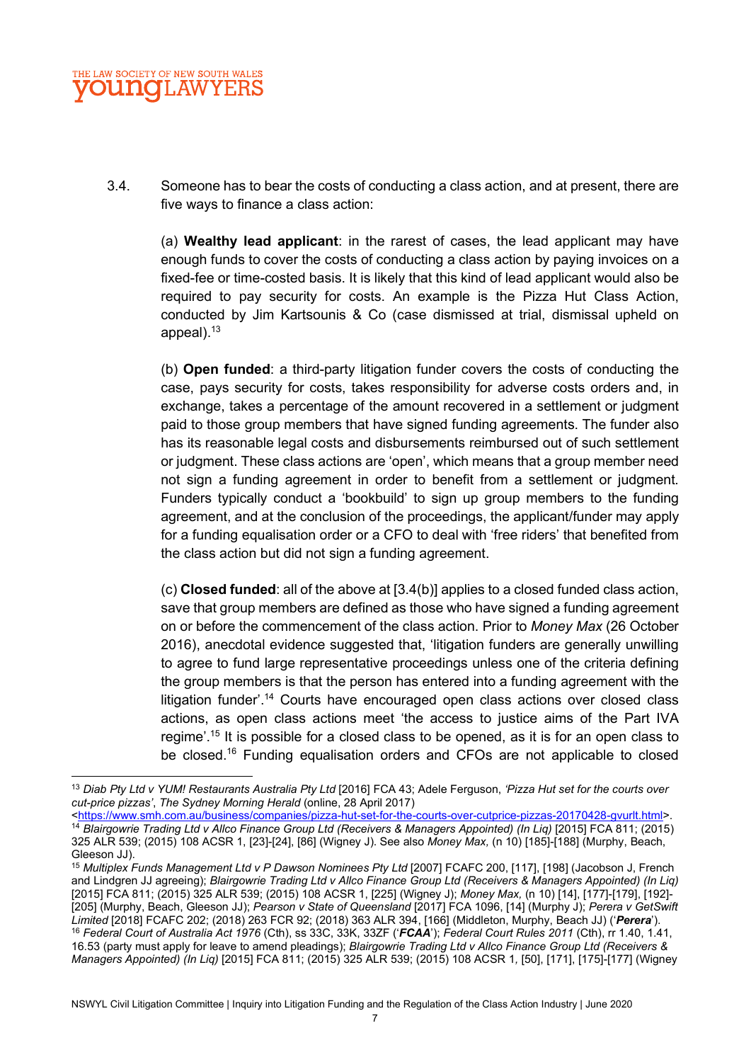3.4. Someone has to bear the costs of conducting a class action, and at present, there are five ways to finance a class action:

(a) **Wealthy lead applicant**: in the rarest of cases, the lead applicant may have enough funds to cover the costs of conducting a class action by paying invoices on a fixed-fee or time-costed basis. It is likely that this kind of lead applicant would also be required to pay security for costs. An example is the Pizza Hut Class Action, conducted by Jim Kartsounis & Co (case dismissed at trial, dismissal upheld on appeal).[13]

(b) **Open funded**: a third-party litigation funder covers the costs of conducting the case, pays security for costs, takes responsibility for adverse costs orders and, in exchange, takes a percentage of the amount recovered in a settlement or judgment paid to those group members that have signed funding agreements. The funder also has its reasonable legal costs and disbursements reimbursed out of such settlement or judgment. These class actions are 'open', which means that a group member need not sign a funding agreement in order to benefit from a settlement or judgment. Funders typically conduct a 'bookbuild' to sign up group members to the funding agreement, and at the conclusion of the proceedings, the applicant/funder may apply for a funding equalisation order or a CFO to deal with 'free riders' that benefited from the class action but did not sign a funding agreement.

(c) **Closed funded**: all of the above at [3.4(b)] applies to a closed funded class action, save that group members are defined as those who have signed a funding agreement on or before the commencement of the class action. Prior to *Money Max* (26 October 2016), anecdotal evidence suggested that, 'litigation funders are generally unwilling to agree to fund large representative proceedings unless one of the criteria defining the group members is that the person has entered into a funding agreement with the litigation funder'.[14] Courts have encouraged open class actions over closed class actions, as open class actions meet 'the access to justice aims of the Part IVA regime'.[15] It is possible for a closed class to be opened, as it is for an open class to be closed.[16] Funding equalisation orders and CFOs are not applicable to closed

---

[13] *Diab Pty Ltd v YUM! Restaurants Australia Pty Ltd* [2016] FCA 43; Adele Ferguson, *'Pizza Hut set for the courts over cut-price pizzas'*, *The Sydney Morning Herald* (online, 28 April 2017) <https://www.smh.com.au/business/companies/pizza-hut-set-for-the-courts-over-cutprice-pizzas-20170428-gvurlt.html>.

[14] *Blairgowrie Trading Ltd v Allco Finance Group Ltd (Receivers & Managers Appointed) (In Liq)* [2015] FCA 811; (2015) 325 ALR 539; (2015) 108 ACSR 1, [23]-[24], [86] (Wigney J). See also *Money Max,* (n 10) [185]-[188] (Murphy, Beach, Gleeson JJ).

[15] *Multiplex Funds Management Ltd v P Dawson Nominees Pty Ltd* [2007] FCAFC 200, [117], [198] (Jacobson J, French and Lindgren JJ agreeing); *Blairgowrie Trading Ltd v Allco Finance Group Ltd (Receivers & Managers Appointed) (In Liq)* [2015] FCA 811; (2015) 325 ALR 539; (2015) 108 ACSR 1, [225] (Wigney J); *Money Max,* (n 10) [14], [177]-[179], [192]-[205] (Murphy, Beach, Gleeson JJ); *Pearson v State of Queensland* [2017] FCA 1096, [14] (Murphy J); *Perera v GetSwift Limited* [2018] FCAFC 202; (2018) 263 FCR 92; (2018) 363 ALR 394, [166] (Middleton, Murphy, Beach JJ) ('***Perera***').

[16] *Federal Court of Australia Act 1976* (Cth), ss 33C, 33K, 33ZF ('***FCAA***'); *Federal Court Rules 2011* (Cth), rr 1.40, 1.41, 16.53 (party must apply for leave to amend pleadings); *Blairgowrie Trading Ltd v Allco Finance Group Ltd (Receivers & Managers Appointed) (In Liq)* [2015] FCA 811; (2015) 325 ALR 539; (2015) 108 ACSR 1, [50], [171], [175]-[177] (Wigney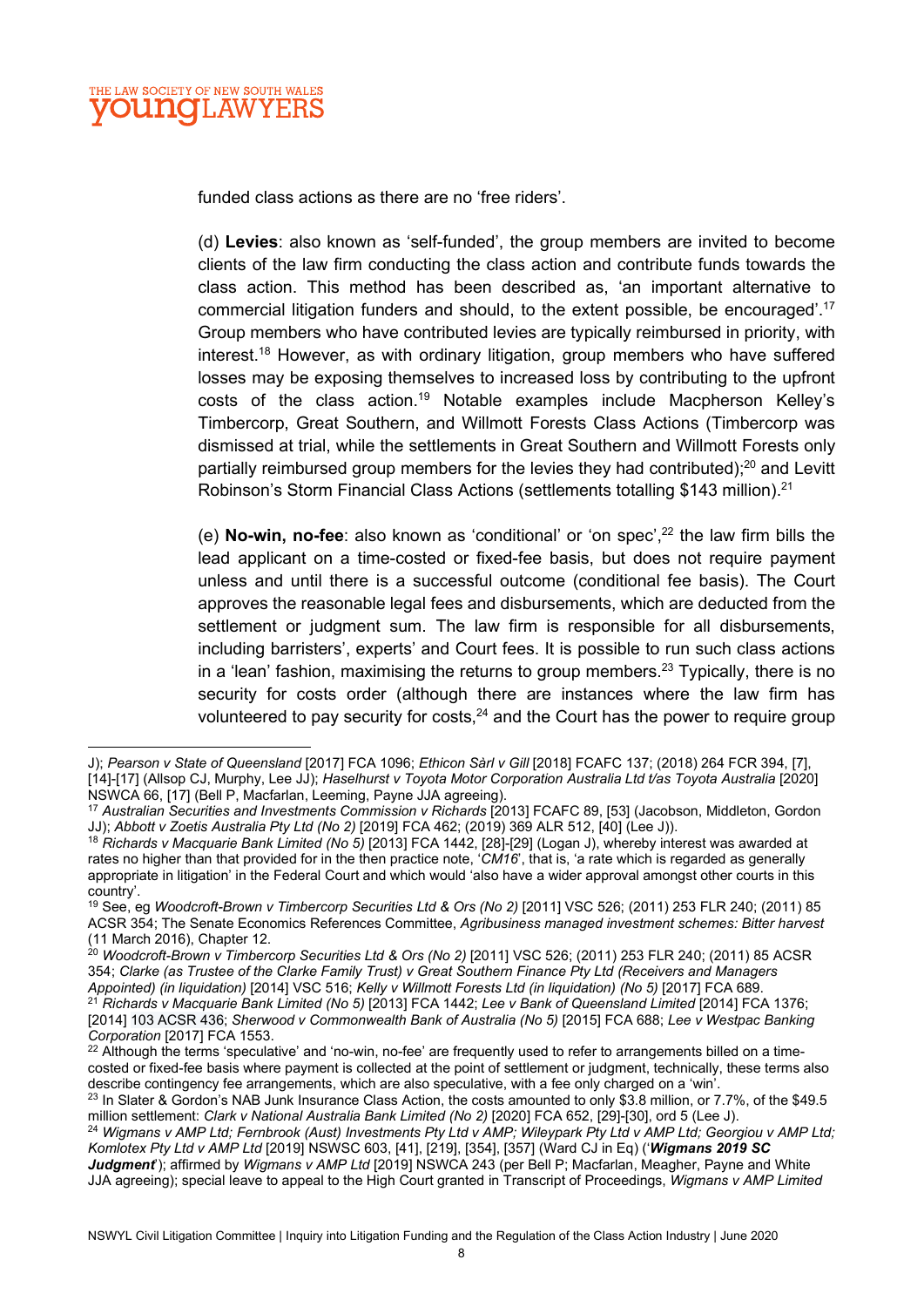funded class actions as there are no 'free riders'.

(d) **Levies**: also known as 'self-funded', the group members are invited to become clients of the law firm conducting the class action and contribute funds towards the class action. This method has been described as, 'an important alternative to commercial litigation funders and should, to the extent possible, be encouraged'.[17] Group members who have contributed levies are typically reimbursed in priority, with interest.[18] However, as with ordinary litigation, group members who have suffered losses may be exposing themselves to increased loss by contributing to the upfront costs of the class action.[19] Notable examples include Macpherson Kelley's Timbercorp, Great Southern, and Willmott Forests Class Actions (Timbercorp was dismissed at trial, while the settlements in Great Southern and Willmott Forests only partially reimbursed group members for the levies they had contributed);[20] and Levitt Robinson's Storm Financial Class Actions (settlements totalling $143 million).[21]

(e) **No-win, no-fee**: also known as 'conditional' or 'on spec',[22] the law firm bills the lead applicant on a time-costed or fixed-fee basis, but does not require payment unless and until there is a successful outcome (conditional fee basis). The Court approves the reasonable legal fees and disbursements, which are deducted from the settlement or judgment sum. The law firm is responsible for all disbursements, including barristers', experts' and Court fees. It is possible to run such class actions in a 'lean' fashion, maximising the returns to group members.[23] Typically, there is no security for costs order (although there are instances where the law firm has volunteered to pay security for costs,[24] and the Court has the power to require group

---

J); *Pearson v State of Queensland* [2017] FCA 1096; *Ethicon Sàrl v Gill* [2018] FCAFC 137; (2018) 264 FCR 394, [7], [14]-[17] (Allsop CJ, Murphy, Lee JJ); *Haselhurst v Toyota Motor Corporation Australia Ltd t/as Toyota Australia* [2020] NSWCA 66, [17] (Bell P, Macfarlan, Leeming, Payne JJA agreeing).

[17] *Australian Securities and Investments Commission v Richards* [2013] FCAFC 89, [53] (Jacobson, Middleton, Gordon JJ); *Abbott v Zoetis Australia Pty Ltd (No 2)* [2019] FCA 462; (2019) 369 ALR 512, [40] (Lee J)).

[18] *Richards v Macquarie Bank Limited (No 5)* [2013] FCA 1442, [28]-[29] (Logan J), whereby interest was awarded at rates no higher than that provided for in the then practice note, '*CM16*', that is, 'a rate which is regarded as generally appropriate in litigation' in the Federal Court and which would 'also have a wider approval amongst other courts in this country'.

[19] See, eg *Woodcroft-Brown v Timbercorp Securities Ltd & Ors (No 2)* [2011] VSC 526; (2011) 253 FLR 240; (2011) 85 ACSR 354; The Senate Economics References Committee, *Agribusiness managed investment schemes: Bitter harvest* (11 March 2016), Chapter 12.

[20] *Woodcroft-Brown v Timbercorp Securities Ltd & Ors (No 2)* [2011] VSC 526; (2011) 253 FLR 240; (2011) 85 ACSR 354; *Clarke (as Trustee of the Clarke Family Trust) v Great Southern Finance Pty Ltd (Receivers and Managers Appointed) (in liquidation)* [2014] VSC 516; *Kelly v Willmott Forests Ltd (in liquidation) (No 5)* [2017] FCA 689.

[21] *Richards v Macquarie Bank Limited (No 5)* [2013] FCA 1442; *Lee v Bank of Queensland Limited* [2014] FCA 1376; [2014] 103 ACSR 436; *Sherwood v Commonwealth Bank of Australia (No 5)* [2015] FCA 688; *Lee v Westpac Banking Corporation* [2017] FCA 1553.

[22] Although the terms 'speculative' and 'no-win, no-fee' are frequently used to refer to arrangements billed on a time-costed or fixed-fee basis where payment is collected at the point of settlement or judgment, technically, these terms also describe contingency fee arrangements, which are also speculative, with a fee only charged on a 'win'.

[23] In Slater & Gordon's NAB Junk Insurance Class Action, the costs amounted to only $3.8 million, or 7.7%, of the $49.5 million settlement: *Clark v National Australia Bank Limited (No 2)* [2020] FCA 652, [29]-[30], ord 5 (Lee J).

[24] *Wigmans v AMP Ltd; Fernbrook (Aust) Investments Pty Ltd v AMP; Wileypark Pty Ltd v AMP Ltd; Georgiou v AMP Ltd; Komlotex Pty Ltd v AMP Ltd* [2019] NSWSC 603, [41], [219], [354], [357] (Ward CJ in Eq) ('***Wigmans 2019 SC Judgment***'); affirmed by *Wigmans v AMP Ltd* [2019] NSWCA 243 (per Bell P; Macfarlan, Meagher, Payne and White JJA agreeing); special leave to appeal to the High Court granted in Transcript of Proceedings, *Wigmans v AMP Limited*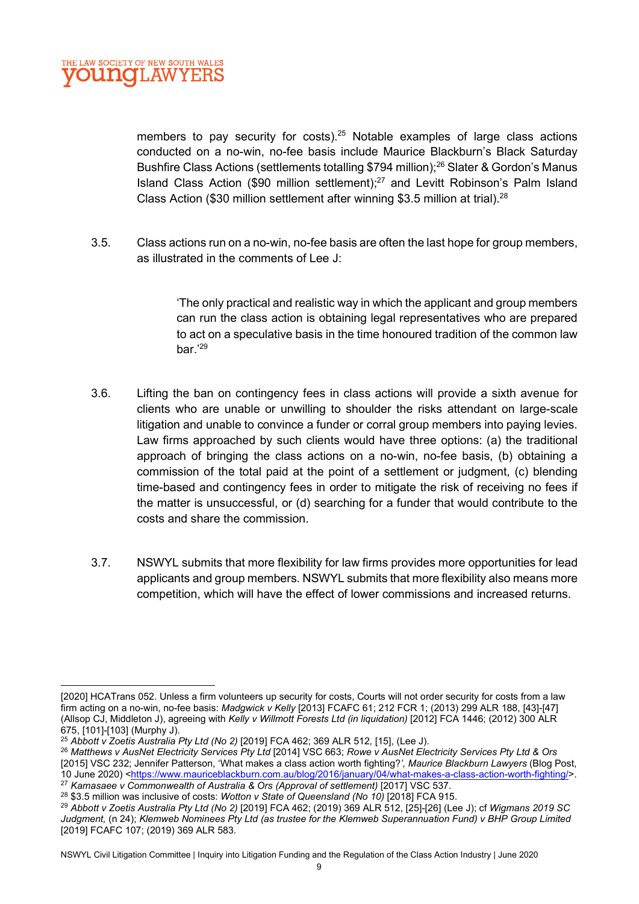members to pay security for costs).[25] Notable examples of large class actions conducted on a no-win, no-fee basis include Maurice Blackburn's Black Saturday Bushfire Class Actions (settlements totalling $794 million);[26] Slater & Gordon's Manus Island Class Action ($90 million settlement);[27] and Levitt Robinson's Palm Island Class Action ($30 million settlement after winning $3.5 million at trial).[28]

3.5. Class actions run on a no-win, no-fee basis are often the last hope for group members, as illustrated in the comments of Lee J:

> 'The only practical and realistic way in which the applicant and group members can run the class action is obtaining legal representatives who are prepared to act on a speculative basis in the time honoured tradition of the common law bar.'[29]

3.6. Lifting the ban on contingency fees in class actions will provide a sixth avenue for clients who are unable or unwilling to shoulder the risks attendant on large-scale litigation and unable to convince a funder or corral group members into paying levies. Law firms approached by such clients would have three options: (a) the traditional approach of bringing the class actions on a no-win, no-fee basis, (b) obtaining a commission of the total paid at the point of a settlement or judgment, (c) blending time-based and contingency fees in order to mitigate the risk of receiving no fees if the matter is unsuccessful, or (d) searching for a funder that would contribute to the costs and share the commission.

3.7. NSWYL submits that more flexibility for law firms provides more opportunities for lead applicants and group members. NSWYL submits that more flexibility also means more competition, which will have the effect of lower commissions and increased returns.

---

[2020] HCATrans 052. Unless a firm volunteers up security for costs, Courts will not order security for costs from a law firm acting on a no-win, no-fee basis: *Madgwick v Kelly* [2013] FCAFC 61; 212 FCR 1; (2013) 299 ALR 188, [43]-[47] (Allsop CJ, Middleton J), agreeing with *Kelly v Willmott Forests Ltd (in liquidation)* [2012] FCA 1446; (2012) 300 ALR 675, [101]-[103] (Murphy J).

[25] *Abbott v Zoetis Australia Pty Ltd (No 2)* [2019] FCA 462; 369 ALR 512, [15], (Lee J).

[26] *Matthews v AusNet Electricity Services Pty Ltd* [2014] VSC 663; *Rowe v AusNet Electricity Services Pty Ltd & Ors* [2015] VSC 232; Jennifer Patterson, 'What makes a class action worth fighting?*', Maurice Blackburn Lawyers* (Blog Post, 10 June 2020) <https://www.mauriceblackburn.com.au/blog/2016/january/04/what-makes-a-class-action-worth-fighting/>.

[27] *Kamasaee v Commonwealth of Australia & Ors (Approval of settlement)* [2017] VSC 537.

[28] $3.5 million was inclusive of costs: *Wotton v State of Queensland (No 10)* [2018] FCA 915.

[29] *Abbott v Zoetis Australia Pty Ltd (No 2)* [2019] FCA 462; (2019) 369 ALR 512, [25]-[26] (Lee J); cf *Wigmans 2019 SC Judgment,* (n 24); *Klemweb Nominees Pty Ltd (as trustee for the Klemweb Superannuation Fund) v BHP Group Limited* [2019] FCAFC 107; (2019) 369 ALR 583.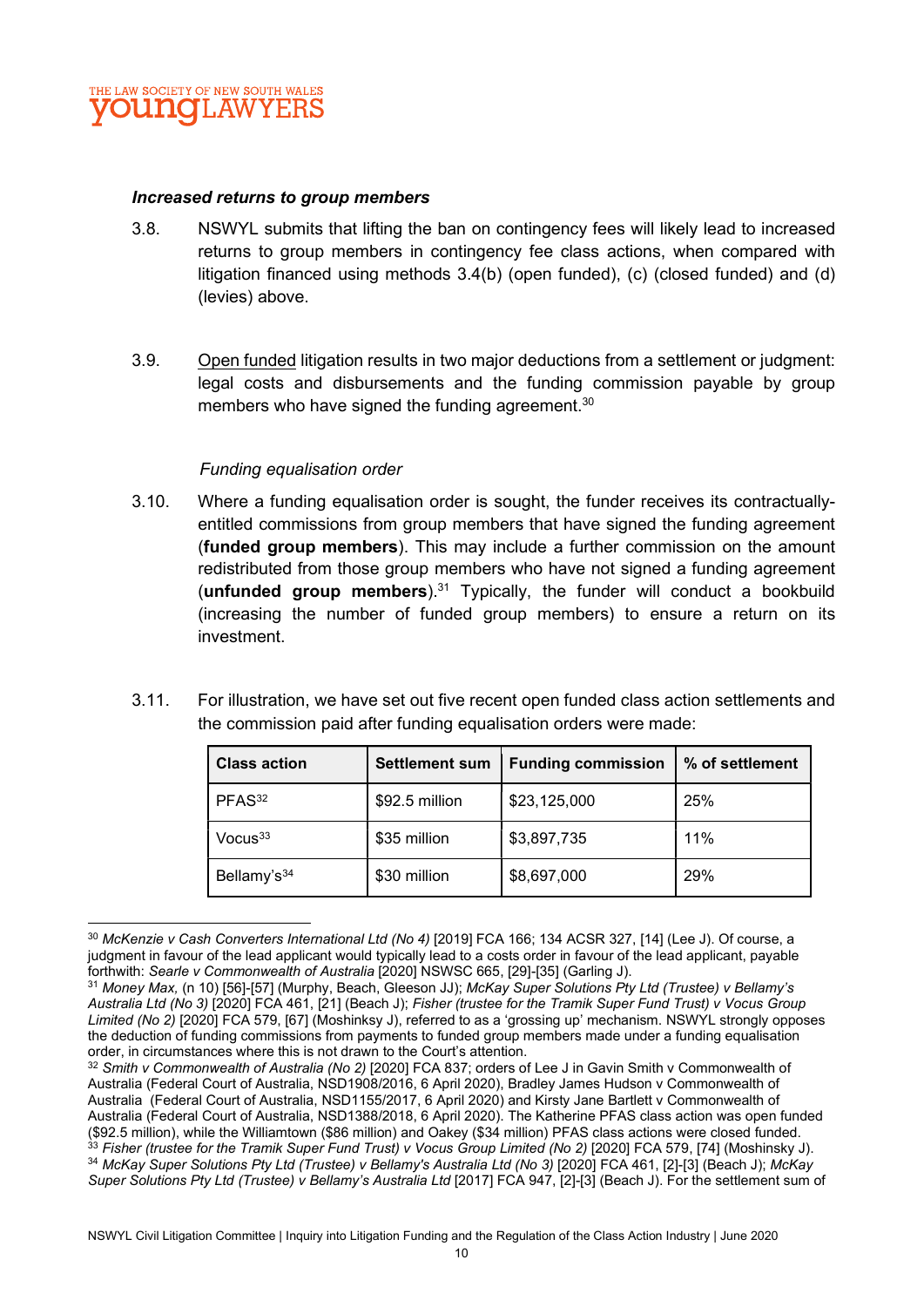***Increased returns to group members***

3.8. NSWYL submits that lifting the ban on contingency fees will likely lead to increased returns to group members in contingency fee class actions, when compared with litigation financed using methods 3.4(b) (open funded), (c) (closed funded) and (d) (levies) above.

3.9. Open funded litigation results in two major deductions from a settlement or judgment: legal costs and disbursements and the funding commission payable by group members who have signed the funding agreement.[30]

*Funding equalisation order*

3.10. Where a funding equalisation order is sought, the funder receives its contractually-entitled commissions from group members that have signed the funding agreement (**funded group members**). This may include a further commission on the amount redistributed from those group members who have not signed a funding agreement (**unfunded group members**).[31] Typically, the funder will conduct a bookbuild (increasing the number of funded group members) to ensure a return on its investment.

3.11. For illustration, we have set out five recent open funded class action settlements and the commission paid after funding equalisation orders were made:

| Class action | Settlement sum | Funding commission | % of settlement |
|---|---|---|---|
| PFAS[32] | $92.5 million | $23,125,000 | 25% |
| Vocus[33] | $35 million | $3,897,735 | 11% |
| Bellamy's[34] | $30 million | $8,697,000 | 29% |

---

[30] *McKenzie v Cash Converters International Ltd (No 4)* [2019] FCA 166; 134 ACSR 327, [14] (Lee J). Of course, a judgment in favour of the lead applicant would typically lead to a costs order in favour of the lead applicant, payable forthwith: *Searle v Commonwealth of Australia* [2020] NSWSC 665, [29]-[35] (Garling J).

[31] *Money Max,* (n 10) [56]-[57] (Murphy, Beach, Gleeson JJ); *McKay Super Solutions Pty Ltd (Trustee) v Bellamy's Australia Ltd (No 3)* [2020] FCA 461, [21] (Beach J); *Fisher (trustee for the Tramik Super Fund Trust) v Vocus Group Limited (No 2)* [2020] FCA 579, [67] (Moshinksy J), referred to as a 'grossing up' mechanism. NSWYL strongly opposes the deduction of funding commissions from payments to funded group members made under a funding equalisation order, in circumstances where this is not drawn to the Court's attention.

[32] *Smith v Commonwealth of Australia (No 2)* [2020] FCA 837; orders of Lee J in Gavin Smith v Commonwealth of Australia (Federal Court of Australia, NSD1908/2016, 6 April 2020), Bradley James Hudson v Commonwealth of Australia (Federal Court of Australia, NSD1155/2017, 6 April 2020) and Kirsty Jane Bartlett v Commonwealth of Australia (Federal Court of Australia, NSD1388/2018, 6 April 2020). The Katherine PFAS class action was open funded ($92.5 million), while the Williamtown ($86 million) and Oakey ($34 million) PFAS class actions were closed funded.

[33] *Fisher (trustee for the Tramik Super Fund Trust) v Vocus Group Limited (No 2)* [2020] FCA 579, [74] (Moshinsky J).

[34] *McKay Super Solutions Pty Ltd (Trustee) v Bellamy's Australia Ltd (No 3)* [2020] FCA 461, [2]-[3] (Beach J); *McKay Super Solutions Pty Ltd (Trustee) v Bellamy's Australia Ltd* [2017] FCA 947, [2]-[3] (Beach J). For the settlement sum of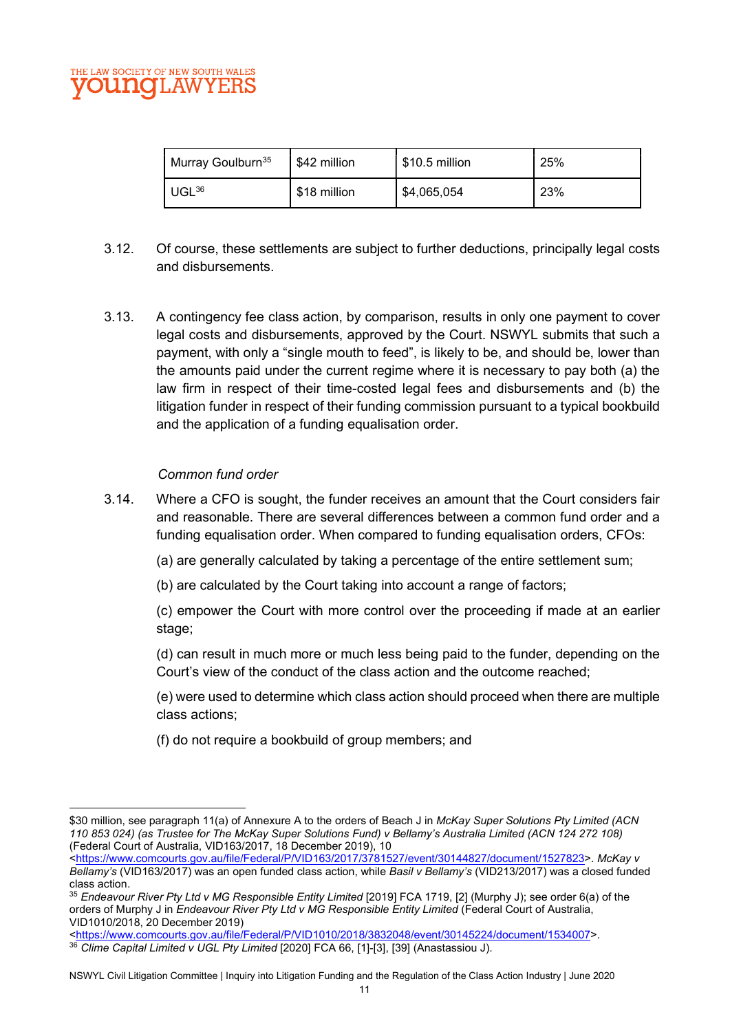| Murray Goulburn[35] | $42 million | $10.5 million | 25% |
|---|---|---|---|
| UGL[36] | $18 million | $4,065,054 | 23% |

3.12. Of course, these settlements are subject to further deductions, principally legal costs and disbursements.

3.13. A contingency fee class action, by comparison, results in only one payment to cover legal costs and disbursements, approved by the Court. NSWYL submits that such a payment, with only a "single mouth to feed", is likely to be, and should be, lower than the amounts paid under the current regime where it is necessary to pay both (a) the law firm in respect of their time-costed legal fees and disbursements and (b) the litigation funder in respect of their funding commission pursuant to a typical bookbuild and the application of a funding equalisation order.

*Common fund order*

3.14. Where a CFO is sought, the funder receives an amount that the Court considers fair and reasonable. There are several differences between a common fund order and a funding equalisation order. When compared to funding equalisation orders, CFOs:

(a) are generally calculated by taking a percentage of the entire settlement sum;

(b) are calculated by the Court taking into account a range of factors;

(c) empower the Court with more control over the proceeding if made at an earlier stage;

(d) can result in much more or much less being paid to the funder, depending on the Court's view of the conduct of the class action and the outcome reached;

(e) were used to determine which class action should proceed when there are multiple class actions;

(f) do not require a bookbuild of group members; and

---

$30 million, see paragraph 11(a) of Annexure A to the orders of Beach J in *McKay Super Solutions Pty Limited (ACN 110 853 024) (as Trustee for The McKay Super Solutions Fund) v Bellamy's Australia Limited (ACN 124 272 108)* (Federal Court of Australia, VID163/2017, 18 December 2019), 10 <https://www.comcourts.gov.au/file/Federal/P/VID163/2017/3781527/event/30144827/document/1527823>. *McKay v Bellamy's* (VID163/2017) was an open funded class action, while *Basil v Bellamy's* (VID213/2017) was a closed funded class action.

[35] *Endeavour River Pty Ltd v MG Responsible Entity Limited* [2019] FCA 1719, [2] (Murphy J); see order 6(a) of the orders of Murphy J in *Endeavour River Pty Ltd v MG Responsible Entity Limited* (Federal Court of Australia, VID1010/2018, 20 December 2019) <https://www.comcourts.gov.au/file/Federal/P/VID1010/2018/3832048/event/30145224/document/1534007>.

[36] *Clime Capital Limited v UGL Pty Limited* [2020] FCA 66, [1]-[3], [39] (Anastassiou J).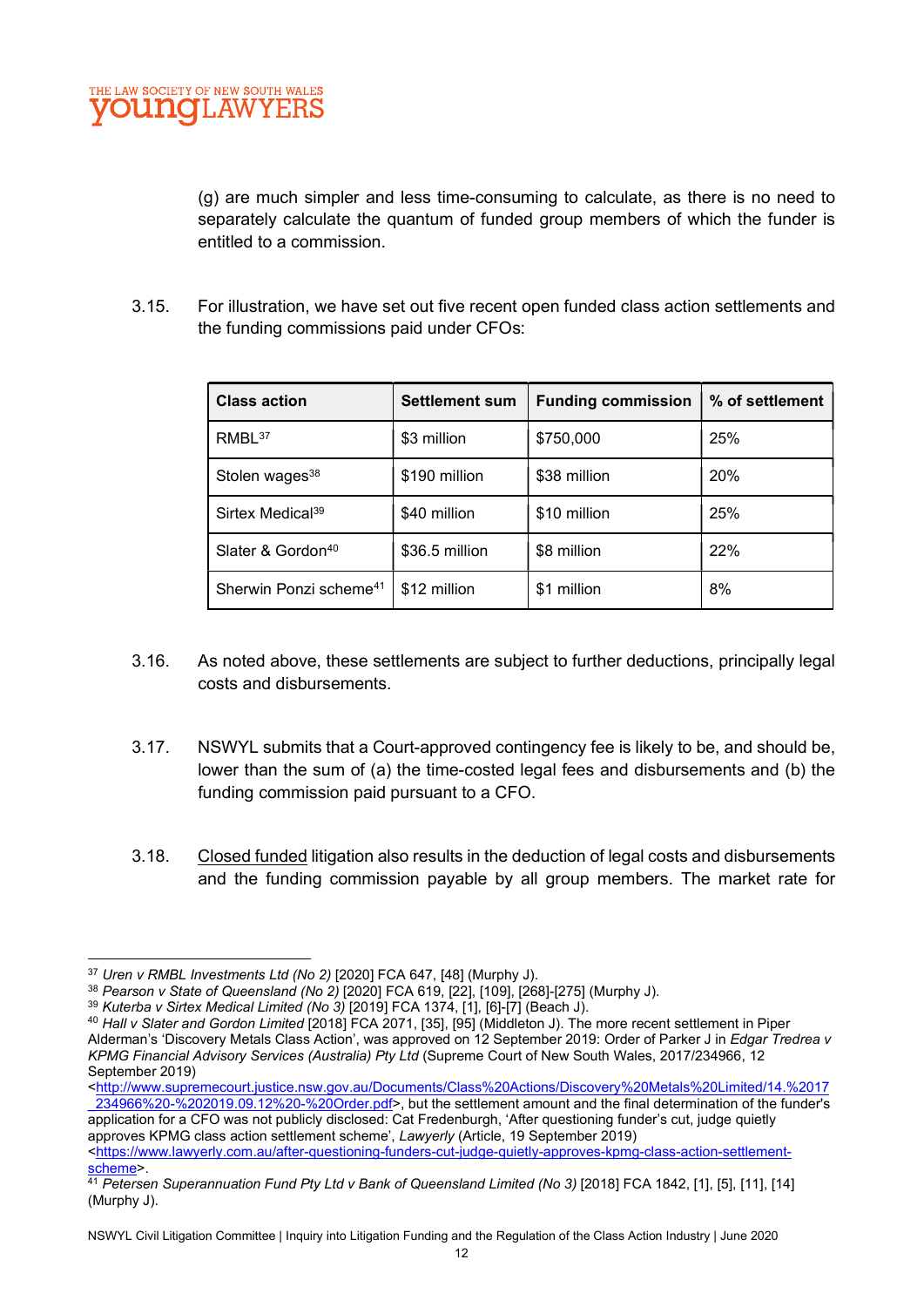(g) are much simpler and less time-consuming to calculate, as there is no need to separately calculate the quantum of funded group members of which the funder is entitled to a commission.

3.15. For illustration, we have set out five recent open funded class action settlements and the funding commissions paid under CFOs:

| Class action | Settlement sum | Funding commission | % of settlement |
|---|---|---|---|
| RMBL[37] | $3 million | $750,000 | 25% |
| Stolen wages[38] | $190 million | $38 million | 20% |
| Sirtex Medical[39] | $40 million | $10 million | 25% |
| Slater & Gordon[40] | $36.5 million | $8 million | 22% |
| Sherwin Ponzi scheme[41] | $12 million | $1 million | 8% |

3.16. As noted above, these settlements are subject to further deductions, principally legal costs and disbursements.

3.17. NSWYL submits that a Court-approved contingency fee is likely to be, and should be, lower than the sum of (a) the time-costed legal fees and disbursements and (b) the funding commission paid pursuant to a CFO.

3.18. Closed funded litigation also results in the deduction of legal costs and disbursements and the funding commission payable by all group members. The market rate for

---

[37] *Uren v RMBL Investments Ltd (No 2)* [2020] FCA 647, [48] (Murphy J).

[38] *Pearson v State of Queensland (No 2)* [2020] FCA 619, [22], [109], [268]-[275] (Murphy J).

[39] *Kuterba v Sirtex Medical Limited (No 3)* [2019] FCA 1374, [1], [6]-[7] (Beach J).

[40] *Hall v Slater and Gordon Limited* [2018] FCA 2071, [35], [95] (Middleton J). The more recent settlement in Piper Alderman's 'Discovery Metals Class Action', was approved on 12 September 2019: Order of Parker J in *Edgar Tredrea v KPMG Financial Advisory Services (Australia) Pty Ltd* (Supreme Court of New South Wales, 2017/234966, 12 September 2019) <http://www.supremecourt.justice.nsw.gov.au/Documents/Class%20Actions/Discovery%20Metals%20Limited/14.%2017_234966%20-%202019.09.12%20-%20Order.pdf>, but the settlement amount and the final determination of the funder's application for a CFO was not publicly disclosed: Cat Fredenburgh, 'After questioning funder's cut, judge quietly approves KPMG class action settlement scheme', *Lawyerly* (Article, 19 September 2019) <https://www.lawyerly.com.au/after-questioning-funders-cut-judge-quietly-approves-kpmg-class-action-settlement-scheme>.

[41] *Petersen Superannuation Fund Pty Ltd v Bank of Queensland Limited (No 3)* [2018] FCA 1842, [1], [5], [11], [14] (Murphy J).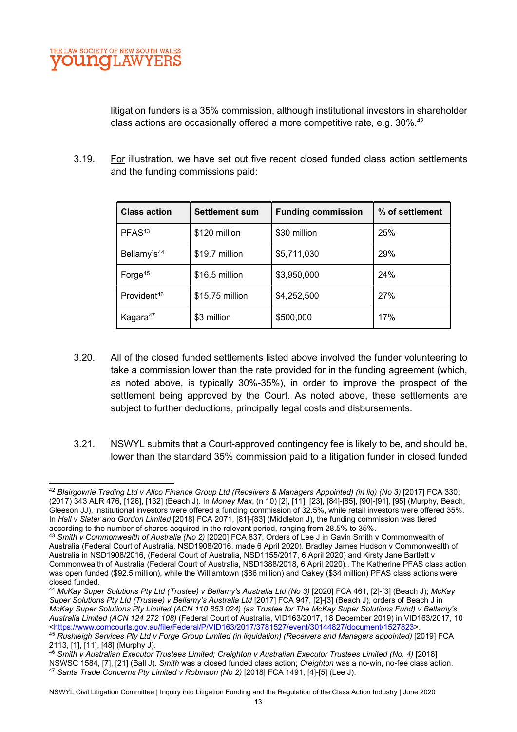litigation funders is a 35% commission, although institutional investors in shareholder class actions are occasionally offered a more competitive rate, e.g. 30%.[42]

3.19. For illustration, we have set out five recent closed funded class action settlements and the funding commissions paid:

| Class action | Settlement sum | Funding commission | % of settlement |
|---|---|---|---|
| PFAS[43] | $120 million | $30 million | 25% |
| Bellamy's[44] | $19.7 million | $5,711,030 | 29% |
| Forge[45] | $16.5 million | $3,950,000 | 24% |
| Provident[46] | $15.75 million | $4,252,500 | 27% |
| Kagara[47] | $3 million | $500,000 | 17% |

3.20. All of the closed funded settlements listed above involved the funder volunteering to take a commission lower than the rate provided for in the funding agreement (which, as noted above, is typically 30%-35%), in order to improve the prospect of the settlement being approved by the Court. As noted above, these settlements are subject to further deductions, principally legal costs and disbursements.

3.21. NSWYL submits that a Court-approved contingency fee is likely to be, and should be, lower than the standard 35% commission paid to a litigation funder in closed funded

---

[42] *Blairgowrie Trading Ltd v Allco Finance Group Ltd (Receivers & Managers Appointed) (in liq) (No 3)* [2017] FCA 330; (2017) 343 ALR 476, [126], [132] (Beach J). In *Money Max*, (n 10) [2], [11], [23], [84]-[85], [90]-[91], [95] (Murphy, Beach, Gleeson JJ), institutional investors were offered a funding commission of 32.5%, while retail investors were offered 35%. In *Hall v Slater and Gordon Limited* [2018] FCA 2071, [81]-[83] (Middleton J), the funding commission was tiered according to the number of shares acquired in the relevant period, ranging from 28.5% to 35%.

[43] *Smith v Commonwealth of Australia (No 2)* [2020] FCA 837; Orders of Lee J in Gavin Smith v Commonwealth of Australia (Federal Court of Australia, NSD1908/2016, made 6 April 2020), Bradley James Hudson v Commonwealth of Australia in NSD1908/2016, (Federal Court of Australia, NSD1155/2017, 6 April 2020) and Kirsty Jane Bartlett v Commonwealth of Australia (Federal Court of Australia, NSD1388/2018, 6 April 2020).. The Katherine PFAS class action was open funded ($92.5 million), while the Williamtown ($86 million) and Oakey ($34 million) PFAS class actions were closed funded.

[44] *McKay Super Solutions Pty Ltd (Trustee) v Bellamy's Australia Ltd (No 3)* [2020] FCA 461, [2]-[3] (Beach J); *McKay Super Solutions Pty Ltd (Trustee) v Bellamy's Australia Ltd* [2017] FCA 947, [2]-[3] (Beach J); orders of Beach J in *McKay Super Solutions Pty Limited (ACN 110 853 024) (as Trustee for The McKay Super Solutions Fund) v Bellamy's Australia Limited (ACN 124 272 108)* (Federal Court of Australia, VID163/2017, 18 December 2019) in VID163/2017, 10 <https://www.comcourts.gov.au/file/Federal/P/VID163/2017/3781527/event/30144827/document/1527823>.

[45] *Rushleigh Services Pty Ltd v Forge Group Limited (in liquidation) (Receivers and Managers appointed)* [2019] FCA 2113, [1], [11], [48] (Murphy J).

[46] *Smith v Australian Executor Trustees Limited; Creighton v Australian Executor Trustees Limited (No. 4)* [2018] NSWSC 1584, [7], [21] (Ball J). *Smith* was a closed funded class action; *Creighton* was a no-win, no-fee class action.

[47] *Santa Trade Concerns Pty Limited v Robinson (No 2)* [2018] FCA 1491, [4]-[5] (Lee J).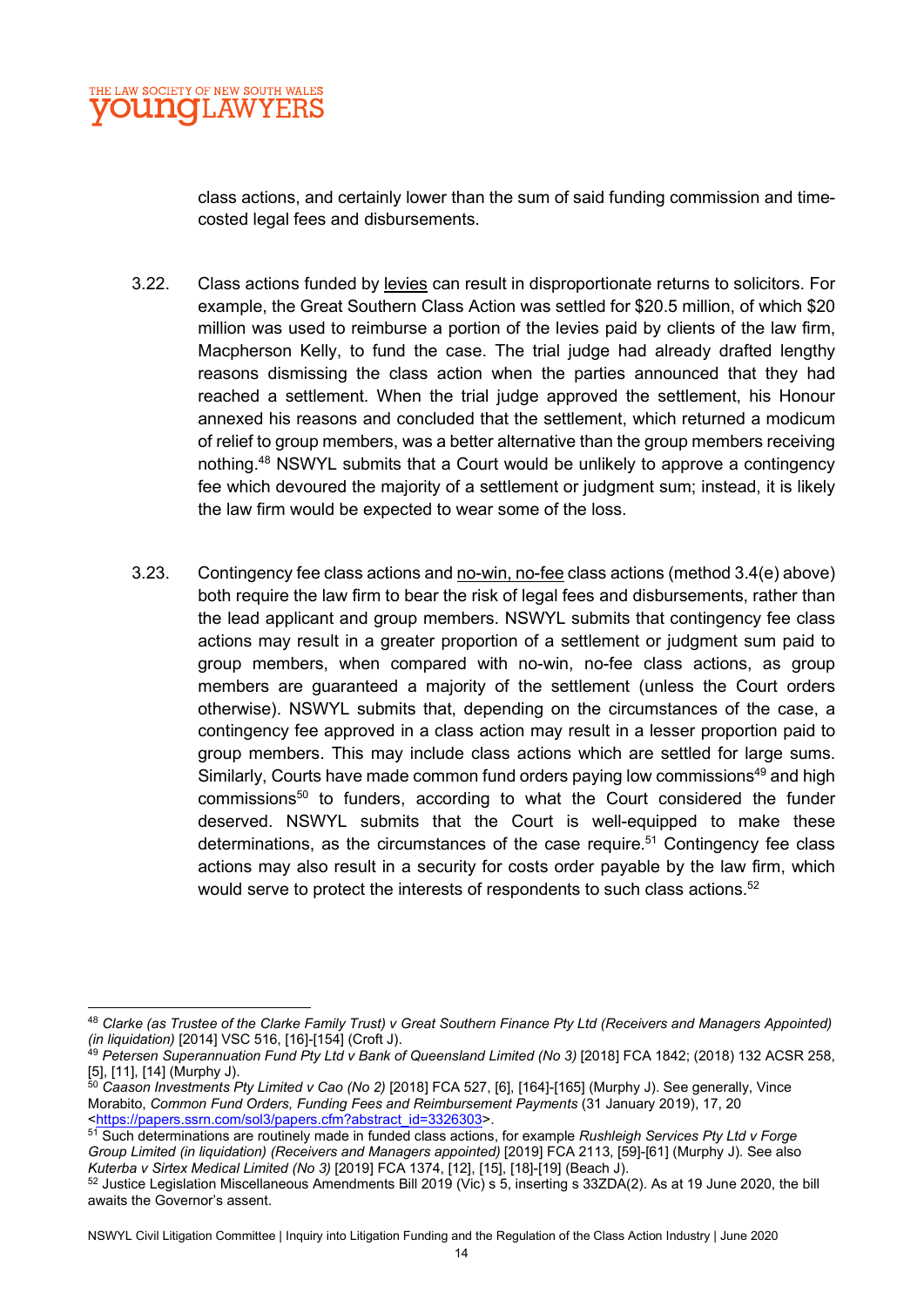class actions, and certainly lower than the sum of said funding commission and time-costed legal fees and disbursements.

3.22. Class actions funded by levies can result in disproportionate returns to solicitors. For example, the Great Southern Class Action was settled for $20.5 million, of which $20 million was used to reimburse a portion of the levies paid by clients of the law firm, Macpherson Kelly, to fund the case. The trial judge had already drafted lengthy reasons dismissing the class action when the parties announced that they had reached a settlement. When the trial judge approved the settlement, his Honour annexed his reasons and concluded that the settlement, which returned a modicum of relief to group members, was a better alternative than the group members receiving nothing.[48] NSWYL submits that a Court would be unlikely to approve a contingency fee which devoured the majority of a settlement or judgment sum; instead, it is likely the law firm would be expected to wear some of the loss.

3.23. Contingency fee class actions and no-win, no-fee class actions (method 3.4(e) above) both require the law firm to bear the risk of legal fees and disbursements, rather than the lead applicant and group members. NSWYL submits that contingency fee class actions may result in a greater proportion of a settlement or judgment sum paid to group members, when compared with no-win, no-fee class actions, as group members are guaranteed a majority of the settlement (unless the Court orders otherwise). NSWYL submits that, depending on the circumstances of the case, a contingency fee approved in a class action may result in a lesser proportion paid to group members. This may include class actions which are settled for large sums. Similarly, Courts have made common fund orders paying low commissions[49] and high commissions[50] to funders, according to what the Court considered the funder deserved. NSWYL submits that the Court is well-equipped to make these determinations, as the circumstances of the case require.[51] Contingency fee class actions may also result in a security for costs order payable by the law firm, which would serve to protect the interests of respondents to such class actions.[52]

---

[48] *Clarke (as Trustee of the Clarke Family Trust) v Great Southern Finance Pty Ltd (Receivers and Managers Appointed) (in liquidation)* [2014] VSC 516, [16]-[154] (Croft J).

[49] *Petersen Superannuation Fund Pty Ltd v Bank of Queensland Limited (No 3)* [2018] FCA 1842; (2018) 132 ACSR 258, [5], [11], [14] (Murphy J).

[50] *Caason Investments Pty Limited v Cao (No 2)* [2018] FCA 527, [6], [164]-[165] (Murphy J). See generally, Vince Morabito, *Common Fund Orders, Funding Fees and Reimbursement Payments* (31 January 2019), 17, 20 <https://papers.ssrn.com/sol3/papers.cfm?abstract_id=3326303>.

[51] Such determinations are routinely made in funded class actions, for example *Rushleigh Services Pty Ltd v Forge Group Limited (in liquidation) (Receivers and Managers appointed)* [2019] FCA 2113, [59]-[61] (Murphy J). See also *Kuterba v Sirtex Medical Limited (No 3)* [2019] FCA 1374, [12], [15], [18]-[19] (Beach J).

[52] Justice Legislation Miscellaneous Amendments Bill 2019 (Vic) s 5, inserting s 33ZDA(2). As at 19 June 2020, the bill awaits the Governor's assent.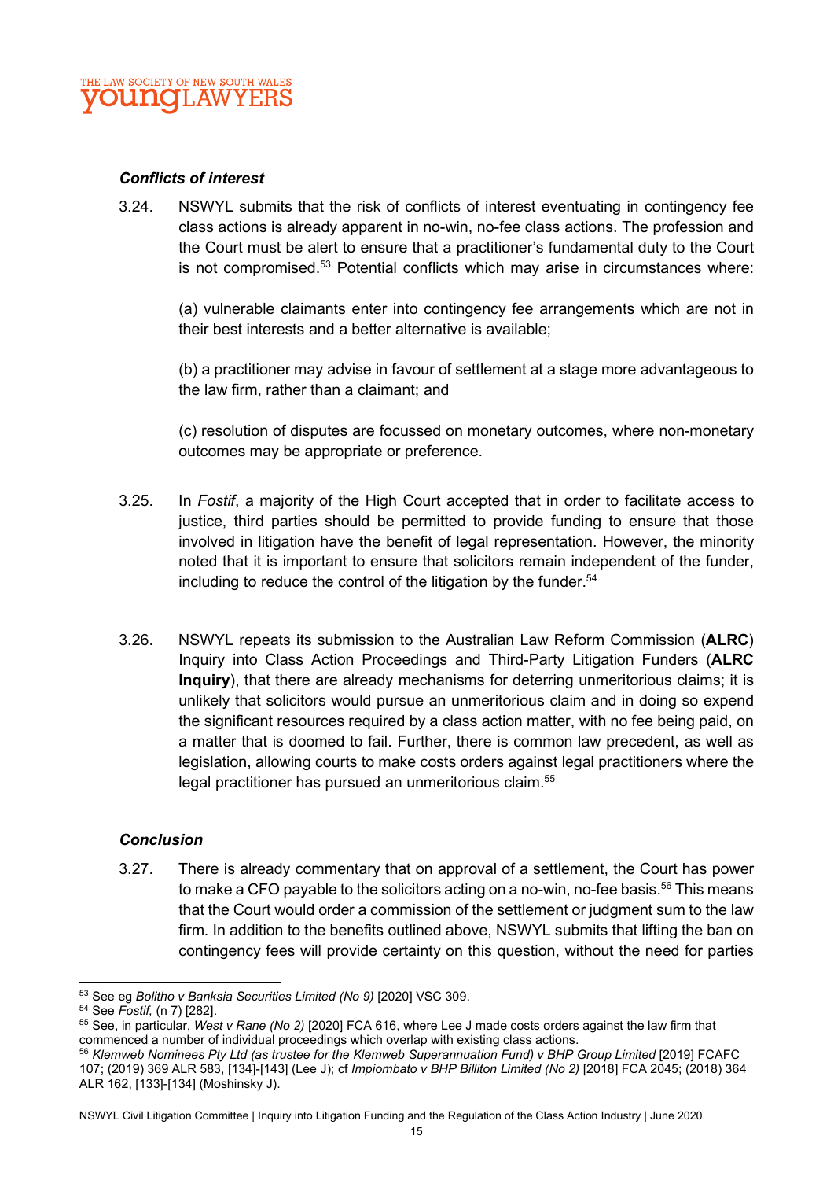### *Conflicts of interest*

3.24. NSWYL submits that the risk of conflicts of interest eventuating in contingency fee class actions is already apparent in no-win, no-fee class actions. The profession and the Court must be alert to ensure that a practitioner's fundamental duty to the Court is not compromised.[53] Potential conflicts which may arise in circumstances where:

(a) vulnerable claimants enter into contingency fee arrangements which are not in their best interests and a better alternative is available;

(b) a practitioner may advise in favour of settlement at a stage more advantageous to the law firm, rather than a claimant; and

(c) resolution of disputes are focussed on monetary outcomes, where non-monetary outcomes may be appropriate or preference.

3.25. In *Fostif*, a majority of the High Court accepted that in order to facilitate access to justice, third parties should be permitted to provide funding to ensure that those involved in litigation have the benefit of legal representation. However, the minority noted that it is important to ensure that solicitors remain independent of the funder, including to reduce the control of the litigation by the funder.[54]

3.26. NSWYL repeats its submission to the Australian Law Reform Commission (**ALRC**) Inquiry into Class Action Proceedings and Third-Party Litigation Funders (**ALRC Inquiry**), that there are already mechanisms for deterring unmeritorious claims; it is unlikely that solicitors would pursue an unmeritorious claim and in doing so expend the significant resources required by a class action matter, with no fee being paid, on a matter that is doomed to fail. Further, there is common law precedent, as well as legislation, allowing courts to make costs orders against legal practitioners where the legal practitioner has pursued an unmeritorious claim.[55]

### *Conclusion*

3.27. There is already commentary that on approval of a settlement, the Court has power to make a CFO payable to the solicitors acting on a no-win, no-fee basis.[56] This means that the Court would order a commission of the settlement or judgment sum to the law firm. In addition to the benefits outlined above, NSWYL submits that lifting the ban on contingency fees will provide certainty on this question, without the need for parties

---

[53] See eg *Bolitho v Banksia Securities Limited (No 9)* [2020] VSC 309.

[54] See *Fostif,* (n 7) [282].

[55] See, in particular, *West v Rane (No 2)* [2020] FCA 616, where Lee J made costs orders against the law firm that commenced a number of individual proceedings which overlap with existing class actions.

[56] *Klemweb Nominees Pty Ltd (as trustee for the Klemweb Superannuation Fund) v BHP Group Limited* [2019] FCAFC 107; (2019) 369 ALR 583, [134]-[143] (Lee J); cf *Impiombato v BHP Billiton Limited (No 2)* [2018] FCA 2045; (2018) 364 ALR 162, [133]-[134] (Moshinsky J).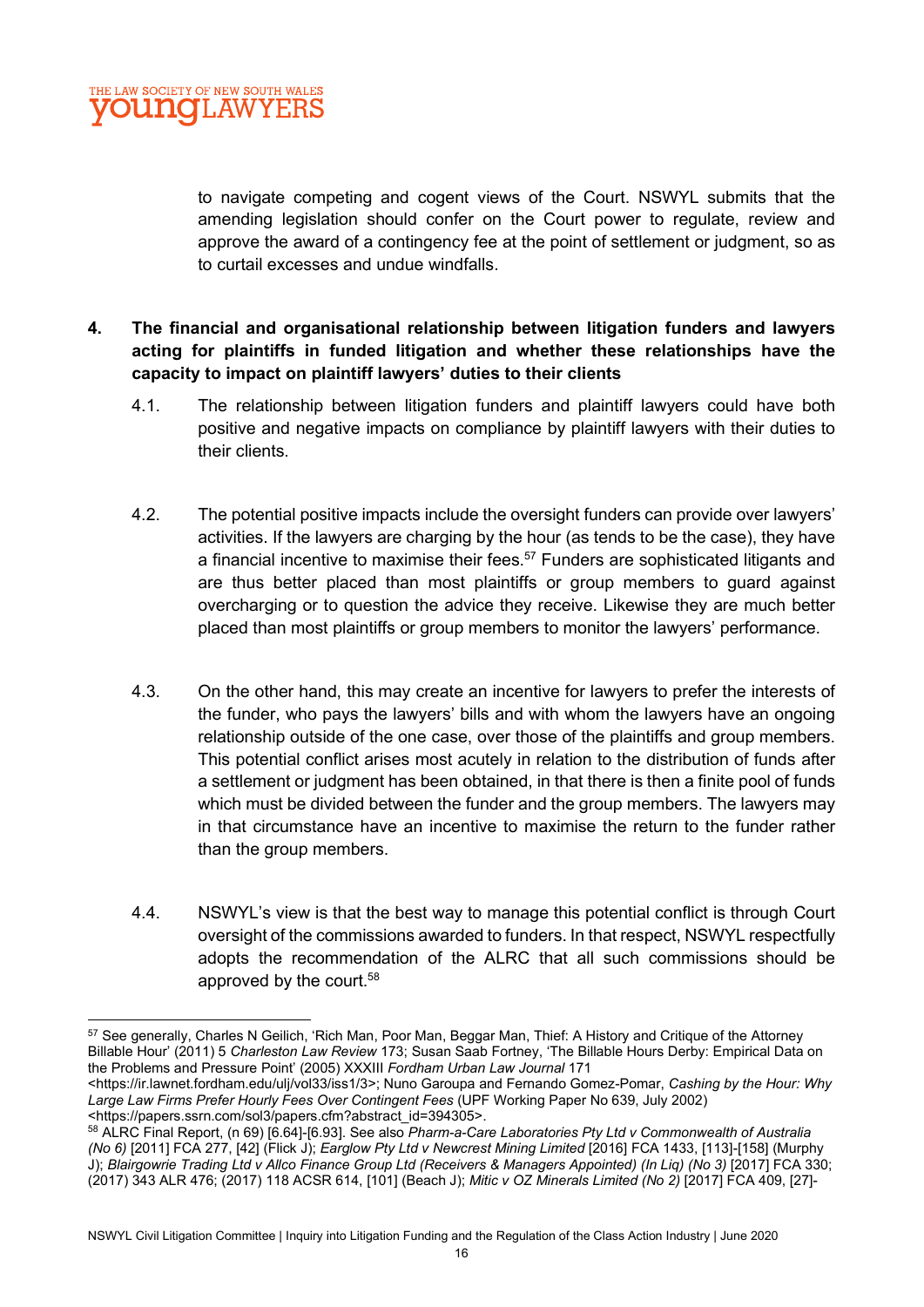to navigate competing and cogent views of the Court. NSWYL submits that the amending legislation should confer on the Court power to regulate, review and approve the award of a contingency fee at the point of settlement or judgment, so as to curtail excesses and undue windfalls.

**4. The financial and organisational relationship between litigation funders and lawyers acting for plaintiffs in funded litigation and whether these relationships have the capacity to impact on plaintiff lawyers' duties to their clients**

4.1. The relationship between litigation funders and plaintiff lawyers could have both positive and negative impacts on compliance by plaintiff lawyers with their duties to their clients.

4.2. The potential positive impacts include the oversight funders can provide over lawyers' activities. If the lawyers are charging by the hour (as tends to be the case), they have a financial incentive to maximise their fees.[57] Funders are sophisticated litigants and are thus better placed than most plaintiffs or group members to guard against overcharging or to question the advice they receive. Likewise they are much better placed than most plaintiffs or group members to monitor the lawyers' performance.

4.3. On the other hand, this may create an incentive for lawyers to prefer the interests of the funder, who pays the lawyers' bills and with whom the lawyers have an ongoing relationship outside of the one case, over those of the plaintiffs and group members. This potential conflict arises most acutely in relation to the distribution of funds after a settlement or judgment has been obtained, in that there is then a finite pool of funds which must be divided between the funder and the group members. The lawyers may in that circumstance have an incentive to maximise the return to the funder rather than the group members.

4.4. NSWYL's view is that the best way to manage this potential conflict is through Court oversight of the commissions awarded to funders. In that respect, NSWYL respectfully adopts the recommendation of the ALRC that all such commissions should be approved by the court.[58]

---

[57] See generally, Charles N Geilich, 'Rich Man, Poor Man, Beggar Man, Thief: A History and Critique of the Attorney Billable Hour' (2011) 5 *Charleston Law Review* 173; Susan Saab Fortney, 'The Billable Hours Derby: Empirical Data on the Problems and Pressure Point' (2005) XXXIII *Fordham Urban Law Journal* 171 <https://ir.lawnet.fordham.edu/ulj/vol33/iss1/3>; Nuno Garoupa and Fernando Gomez-Pomar, *Cashing by the Hour: Why Large Law Firms Prefer Hourly Fees Over Contingent Fees* (UPF Working Paper No 639, July 2002) <https://papers.ssrn.com/sol3/papers.cfm?abstract_id=394305>.

[58] ALRC Final Report, (n 69) [6.64]-[6.93]. See also *Pharm-a-Care Laboratories Pty Ltd v Commonwealth of Australia (No 6)* [2011] FCA 277, [42] (Flick J); *Earglow Pty Ltd v Newcrest Mining Limited* [2016] FCA 1433, [113]-[158] (Murphy J); *Blairgowrie Trading Ltd v Allco Finance Group Ltd (Receivers & Managers Appointed) (In Liq) (No 3)* [2017] FCA 330; (2017) 343 ALR 476; (2017) 118 ACSR 614, [101] (Beach J); *Mitic v OZ Minerals Limited (No 2)* [2017] FCA 409, [27]-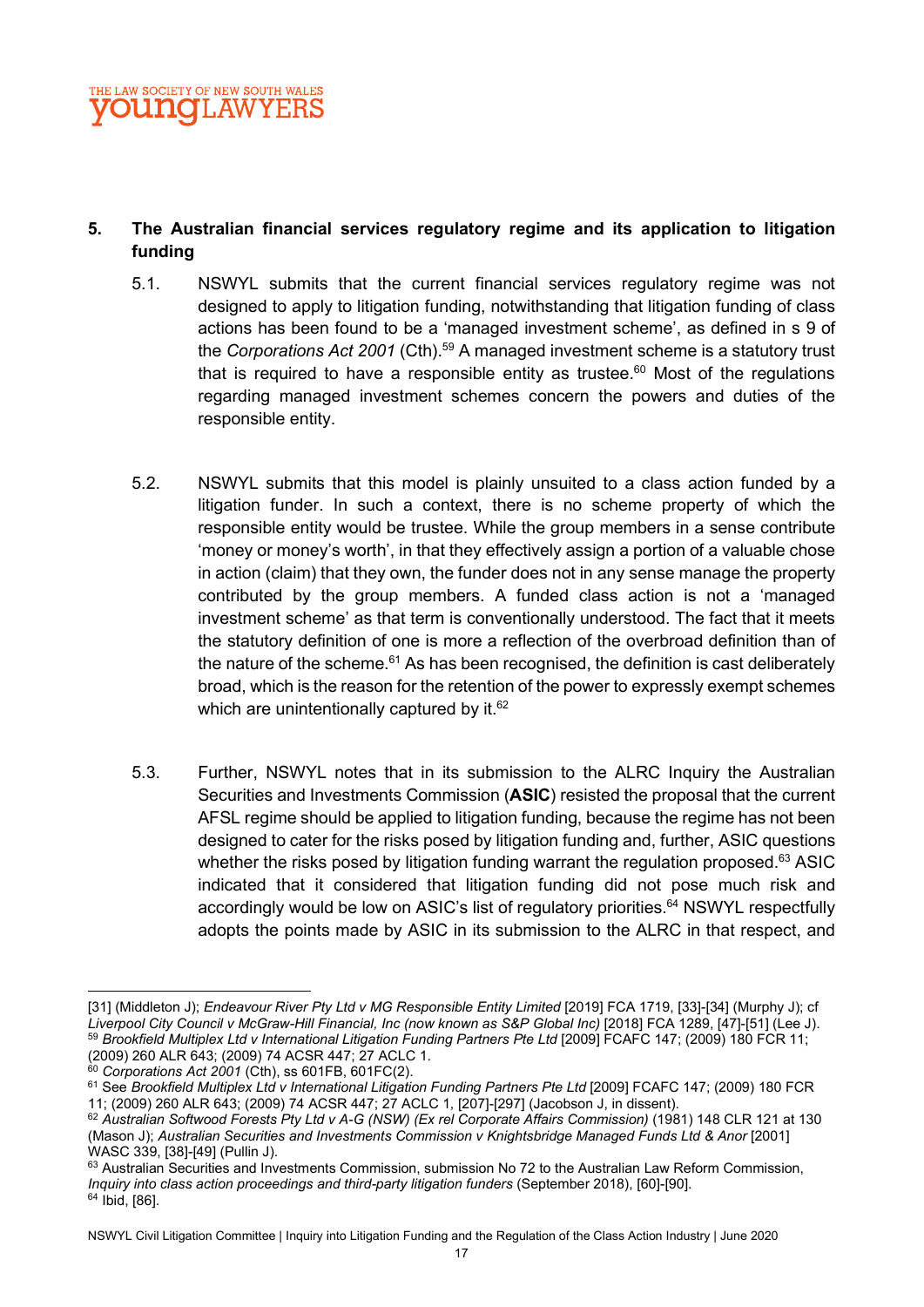## 5. The Australian financial services regulatory regime and its application to litigation funding

5.1. NSWYL submits that the current financial services regulatory regime was not designed to apply to litigation funding, notwithstanding that litigation funding of class actions has been found to be a 'managed investment scheme', as defined in s 9 of the *Corporations Act 2001* (Cth).[59] A managed investment scheme is a statutory trust that is required to have a responsible entity as trustee.[60] Most of the regulations regarding managed investment schemes concern the powers and duties of the responsible entity.

5.2. NSWYL submits that this model is plainly unsuited to a class action funded by a litigation funder. In such a context, there is no scheme property of which the responsible entity would be trustee. While the group members in a sense contribute 'money or money's worth', in that they effectively assign a portion of a valuable chose in action (claim) that they own, the funder does not in any sense manage the property contributed by the group members. A funded class action is not a 'managed investment scheme' as that term is conventionally understood. The fact that it meets the statutory definition of one is more a reflection of the overbroad definition than of the nature of the scheme.[61] As has been recognised, the definition is cast deliberately broad, which is the reason for the retention of the power to expressly exempt schemes which are unintentionally captured by it.[62]

5.3. Further, NSWYL notes that in its submission to the ALRC Inquiry the Australian Securities and Investments Commission (**ASIC**) resisted the proposal that the current AFSL regime should be applied to litigation funding, because the regime has not been designed to cater for the risks posed by litigation funding and, further, ASIC questions whether the risks posed by litigation funding warrant the regulation proposed.[63] ASIC indicated that it considered that litigation funding did not pose much risk and accordingly would be low on ASIC's list of regulatory priorities.[64] NSWYL respectfully adopts the points made by ASIC in its submission to the ALRC in that respect, and

---

[31] (Middleton J); *Endeavour River Pty Ltd v MG Responsible Entity Limited* [2019] FCA 1719, [33]-[34] (Murphy J); cf *Liverpool City Council v McGraw-Hill Financial, Inc (now known as S&P Global Inc)* [2018] FCA 1289, [47]-[51] (Lee J).

[59] *Brookfield Multiplex Ltd v International Litigation Funding Partners Pte Ltd* [2009] FCAFC 147; (2009) 180 FCR 11; (2009) 260 ALR 643; (2009) 74 ACSR 447; 27 ACLC 1.

[60] *Corporations Act 2001* (Cth), ss 601FB, 601FC(2).

[61] See *Brookfield Multiplex Ltd v International Litigation Funding Partners Pte Ltd* [2009] FCAFC 147; (2009) 180 FCR 11; (2009) 260 ALR 643; (2009) 74 ACSR 447; 27 ACLC 1, [207]-[297] (Jacobson J, in dissent).

[62] *Australian Softwood Forests Pty Ltd v A-G (NSW) (Ex rel Corporate Affairs Commission)* (1981) 148 CLR 121 at 130 (Mason J); *Australian Securities and Investments Commission v Knightsbridge Managed Funds Ltd & Anor* [2001] WASC 339, [38]-[49] (Pullin J).

[63] Australian Securities and Investments Commission, submission No 72 to the Australian Law Reform Commission, *Inquiry into class action proceedings and third-party litigation funders* (September 2018), [60]-[90].

[64] Ibid, [86].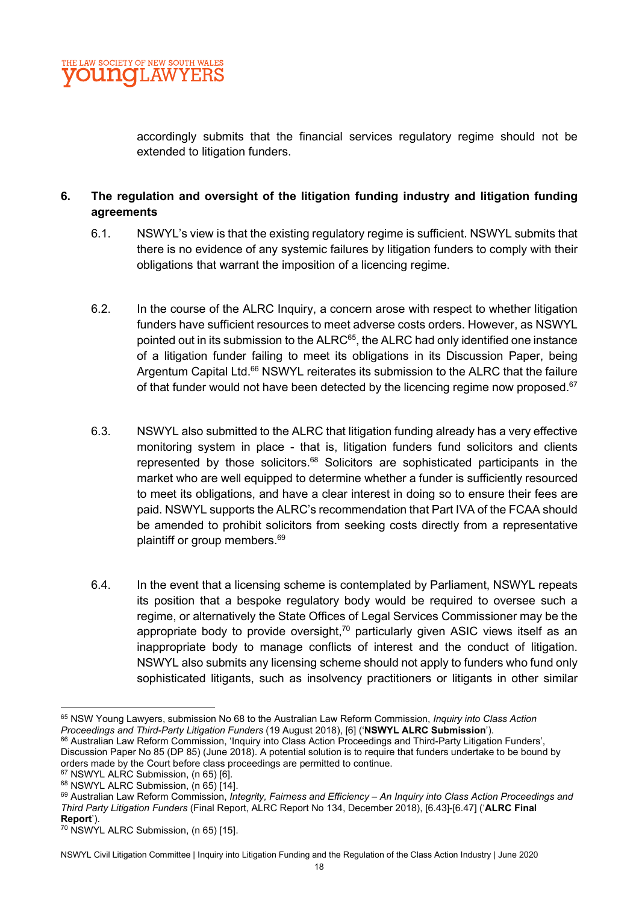accordingly submits that the financial services regulatory regime should not be extended to litigation funders.

## 6. The regulation and oversight of the litigation funding industry and litigation funding agreements

6.1. NSWYL's view is that the existing regulatory regime is sufficient. NSWYL submits that there is no evidence of any systemic failures by litigation funders to comply with their obligations that warrant the imposition of a licencing regime.

6.2. In the course of the ALRC Inquiry, a concern arose with respect to whether litigation funders have sufficient resources to meet adverse costs orders. However, as NSWYL pointed out in its submission to the ALRC[65], the ALRC had only identified one instance of a litigation funder failing to meet its obligations in its Discussion Paper, being Argentum Capital Ltd.[66] NSWYL reiterates its submission to the ALRC that the failure of that funder would not have been detected by the licencing regime now proposed.[67]

6.3. NSWYL also submitted to the ALRC that litigation funding already has a very effective monitoring system in place - that is, litigation funders fund solicitors and clients represented by those solicitors.[68] Solicitors are sophisticated participants in the market who are well equipped to determine whether a funder is sufficiently resourced to meet its obligations, and have a clear interest in doing so to ensure their fees are paid. NSWYL supports the ALRC's recommendation that Part IVA of the FCAA should be amended to prohibit solicitors from seeking costs directly from a representative plaintiff or group members.[69]

6.4. In the event that a licensing scheme is contemplated by Parliament, NSWYL repeats its position that a bespoke regulatory body would be required to oversee such a regime, or alternatively the State Offices of Legal Services Commissioner may be the appropriate body to provide oversight,[70] particularly given ASIC views itself as an inappropriate body to manage conflicts of interest and the conduct of litigation. NSWYL also submits any licensing scheme should not apply to funders who fund only sophisticated litigants, such as insolvency practitioners or litigants in other similar

---

[65] NSW Young Lawyers, submission No 68 to the Australian Law Reform Commission, *Inquiry into Class Action Proceedings and Third-Party Litigation Funders* (19 August 2018), [6] ('**NSWYL ALRC Submission**').

[66] Australian Law Reform Commission, 'Inquiry into Class Action Proceedings and Third-Party Litigation Funders', Discussion Paper No 85 (DP 85) (June 2018). A potential solution is to require that funders undertake to be bound by orders made by the Court before class proceedings are permitted to continue.

[67] NSWYL ALRC Submission, (n 65) [6].

[68] NSWYL ALRC Submission, (n 65) [14].

[69] Australian Law Reform Commission, *Integrity, Fairness and Efficiency – An Inquiry into Class Action Proceedings and Third Party Litigation Funders* (Final Report, ALRC Report No 134, December 2018), [6.43]-[6.47] ('**ALRC Final Report**').

[70] NSWYL ALRC Submission, (n 65) [15].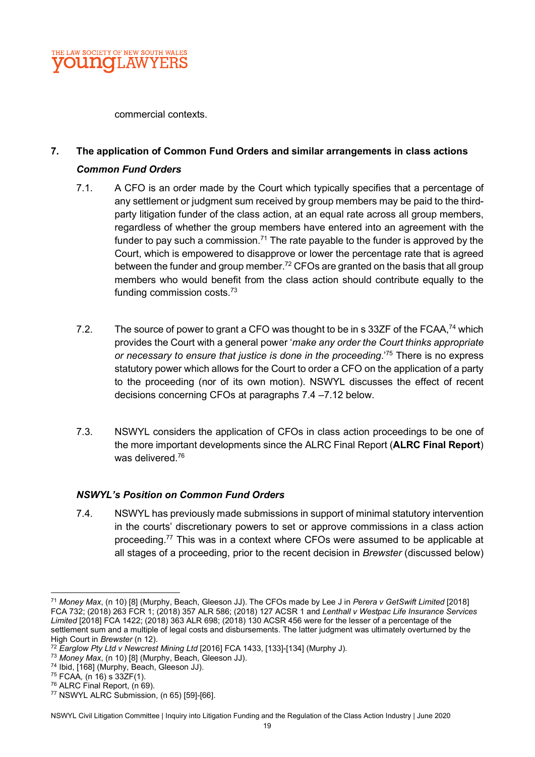commercial contexts.

## 7. The application of Common Fund Orders and similar arrangements in class actions

### *Common Fund Orders*

7.1. A CFO is an order made by the Court which typically specifies that a percentage of any settlement or judgment sum received by group members may be paid to the third-party litigation funder of the class action, at an equal rate across all group members, regardless of whether the group members have entered into an agreement with the funder to pay such a commission.[71] The rate payable to the funder is approved by the Court, which is empowered to disapprove or lower the percentage rate that is agreed between the funder and group member.[72] CFOs are granted on the basis that all group members who would benefit from the class action should contribute equally to the funding commission costs.[73]

7.2. The source of power to grant a CFO was thought to be in s 33ZF of the FCAA,[74] which provides the Court with a general power '*make any order the Court thinks appropriate or necessary to ensure that justice is done in the proceeding*.'[75] There is no express statutory power which allows for the Court to order a CFO on the application of a party to the proceeding (nor of its own motion). NSWYL discusses the effect of recent decisions concerning CFOs at paragraphs 7.4 –7.12 below.

7.3. NSWYL considers the application of CFOs in class action proceedings to be one of the more important developments since the ALRC Final Report (**ALRC Final Report**) was delivered.[76]

### *NSWYL's Position on Common Fund Orders*

7.4. NSWYL has previously made submissions in support of minimal statutory intervention in the courts' discretionary powers to set or approve commissions in a class action proceeding.[77] This was in a context where CFOs were assumed to be applicable at all stages of a proceeding, prior to the recent decision in *Brewster* (discussed below)

---

[71] *Money Max*, (n 10) [8] (Murphy, Beach, Gleeson JJ). The CFOs made by Lee J in *Perera v GetSwift Limited* [2018] FCA 732; (2018) 263 FCR 1; (2018) 357 ALR 586; (2018) 127 ACSR 1 and *Lenthall v Westpac Life Insurance Services Limited* [2018] FCA 1422; (2018) 363 ALR 698; (2018) 130 ACSR 456 were for the lesser of a percentage of the settlement sum and a multiple of legal costs and disbursements. The latter judgment was ultimately overturned by the High Court in *Brewster* (n 12).

[72] *Earglow Pty Ltd v Newcrest Mining Ltd* [2016] FCA 1433, [133]-[134] (Murphy J).

[73] *Money Max*, (n 10) [8] (Murphy, Beach, Gleeson JJ).

[74] Ibid, [168] (Murphy, Beach, Gleeson JJ).

[75] FCAA, (n 16) s 33ZF(1).

[76] ALRC Final Report, (n 69).

[77] NSWYL ALRC Submission, (n 65) [59]-[66].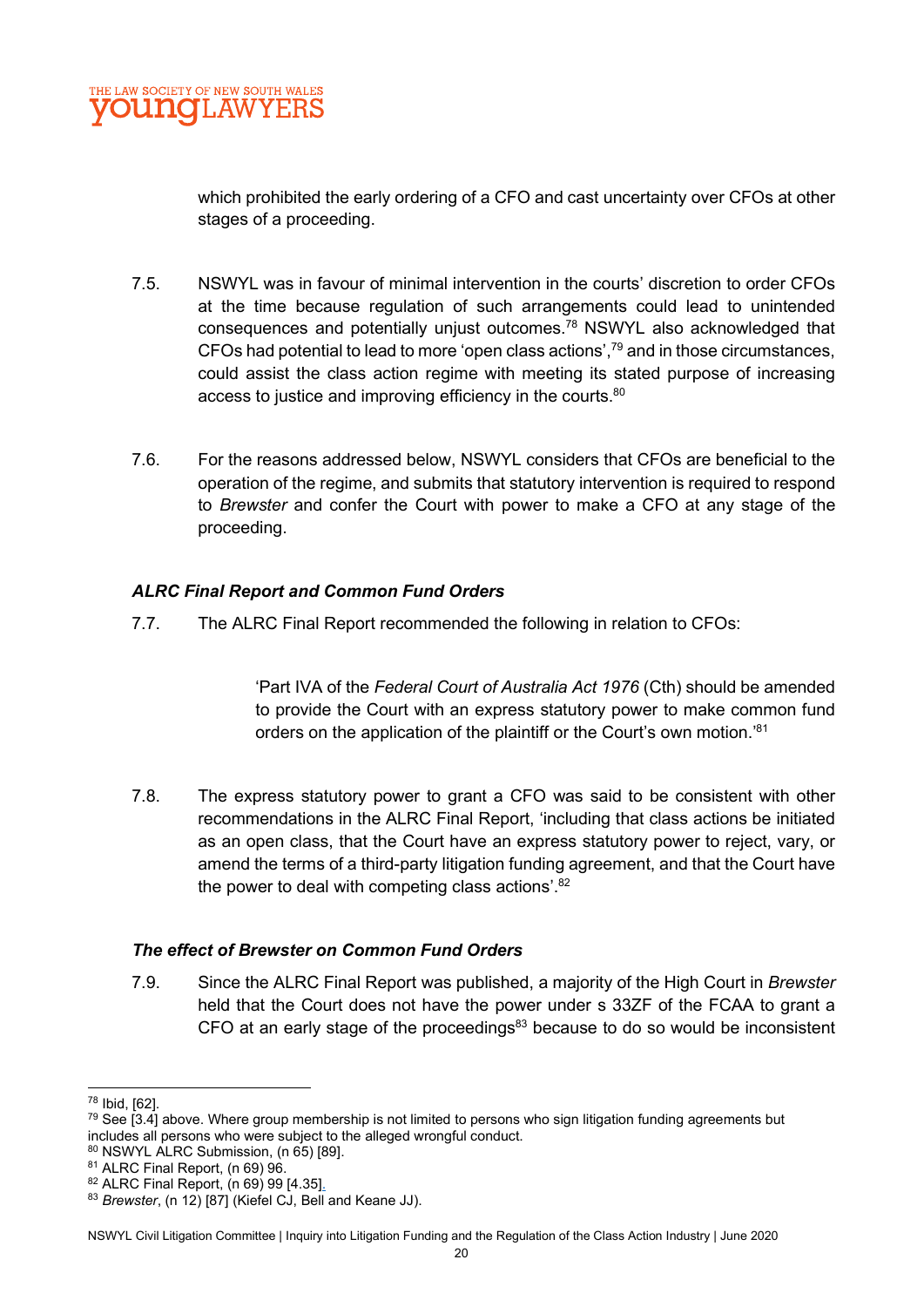which prohibited the early ordering of a CFO and cast uncertainty over CFOs at other stages of a proceeding.

7.5. NSWYL was in favour of minimal intervention in the courts' discretion to order CFOs at the time because regulation of such arrangements could lead to unintended consequences and potentially unjust outcomes.[78] NSWYL also acknowledged that CFOs had potential to lead to more 'open class actions',[79] and in those circumstances, could assist the class action regime with meeting its stated purpose of increasing access to justice and improving efficiency in the courts.[80]

7.6. For the reasons addressed below, NSWYL considers that CFOs are beneficial to the operation of the regime, and submits that statutory intervention is required to respond to *Brewster* and confer the Court with power to make a CFO at any stage of the proceeding.

### *ALRC Final Report and Common Fund Orders*

7.7. The ALRC Final Report recommended the following in relation to CFOs:

> 'Part IVA of the *Federal Court of Australia Act 1976* (Cth) should be amended to provide the Court with an express statutory power to make common fund orders on the application of the plaintiff or the Court's own motion.'[81]

7.8. The express statutory power to grant a CFO was said to be consistent with other recommendations in the ALRC Final Report, 'including that class actions be initiated as an open class, that the Court have an express statutory power to reject, vary, or amend the terms of a third-party litigation funding agreement, and that the Court have the power to deal with competing class actions'.[82]

### *The effect of Brewster on Common Fund Orders*

7.9. Since the ALRC Final Report was published, a majority of the High Court in *Brewster* held that the Court does not have the power under s 33ZF of the FCAA to grant a CFO at an early stage of the proceedings[83] because to do so would be inconsistent

---

[78] Ibid, [62].
[79] See [3.4] above. Where group membership is not limited to persons who sign litigation funding agreements but includes all persons who were subject to the alleged wrongful conduct.
[80] NSWYL ALRC Submission, (n 65) [89].
[81] ALRC Final Report, (n 69) 96.
[82] ALRC Final Report, (n 69) 99 [4.35].
[83] *Brewster*, (n 12) [87] (Kiefel CJ, Bell and Keane JJ).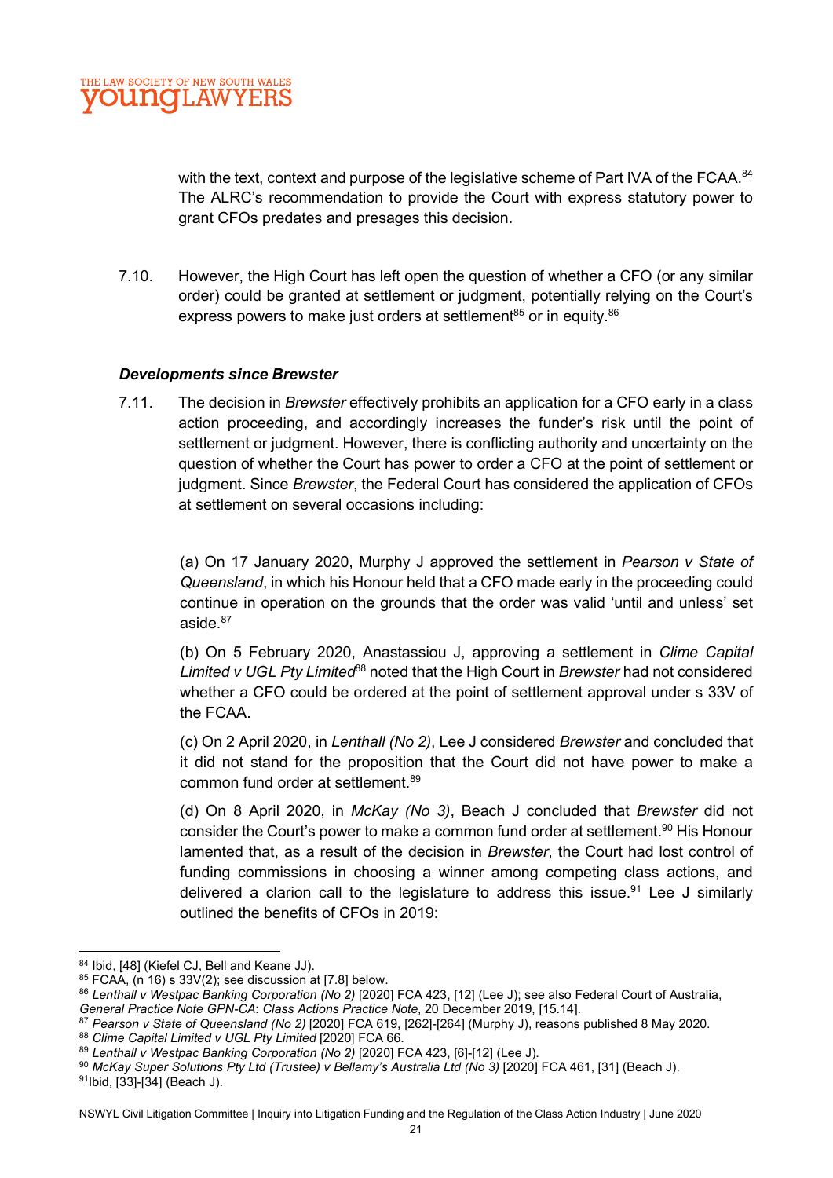with the text, context and purpose of the legislative scheme of Part IVA of the FCAA.[84] The ALRC's recommendation to provide the Court with express statutory power to grant CFOs predates and presages this decision.

7.10. However, the High Court has left open the question of whether a CFO (or any similar order) could be granted at settlement or judgment, potentially relying on the Court's express powers to make just orders at settlement[85] or in equity.[86]

### *Developments since Brewster*

7.11. The decision in *Brewster* effectively prohibits an application for a CFO early in a class action proceeding, and accordingly increases the funder's risk until the point of settlement or judgment. However, there is conflicting authority and uncertainty on the question of whether the Court has power to order a CFO at the point of settlement or judgment. Since *Brewster*, the Federal Court has considered the application of CFOs at settlement on several occasions including:

(a) On 17 January 2020, Murphy J approved the settlement in *Pearson v State of Queensland*, in which his Honour held that a CFO made early in the proceeding could continue in operation on the grounds that the order was valid 'until and unless' set aside.[87]

(b) On 5 February 2020, Anastassiou J, approving a settlement in *Clime Capital Limited v UGL Pty Limited*[88] noted that the High Court in *Brewster* had not considered whether a CFO could be ordered at the point of settlement approval under s 33V of the FCAA.

(c) On 2 April 2020, in *Lenthall (No 2)*, Lee J considered *Brewster* and concluded that it did not stand for the proposition that the Court did not have power to make a common fund order at settlement.[89]

(d) On 8 April 2020, in *McKay (No 3)*, Beach J concluded that *Brewster* did not consider the Court's power to make a common fund order at settlement.[90] His Honour lamented that, as a result of the decision in *Brewster*, the Court had lost control of funding commissions in choosing a winner among competing class actions, and delivered a clarion call to the legislature to address this issue.[91] Lee J similarly outlined the benefits of CFOs in 2019:

---

[84] Ibid, [48] (Kiefel CJ, Bell and Keane JJ).
[85] FCAA, (n 16) s 33V(2); see discussion at [7.8] below.
[86] *Lenthall v Westpac Banking Corporation (No 2)* [2020] FCA 423, [12] (Lee J); see also Federal Court of Australia, *General Practice Note GPN-CA*: *Class Actions Practice Note*, 20 December 2019, [15.14].
[87] *Pearson v State of Queensland (No 2)* [2020] FCA 619, [262]-[264] (Murphy J), reasons published 8 May 2020.
[88] *Clime Capital Limited v UGL Pty Limited* [2020] FCA 66.
[89] *Lenthall v Westpac Banking Corporation (No 2)* [2020] FCA 423, [6]-[12] (Lee J).
[90] *McKay Super Solutions Pty Ltd (Trustee) v Bellamy's Australia Ltd (No 3)* [2020] FCA 461, [31] (Beach J).
[91] Ibid, [33]-[34] (Beach J).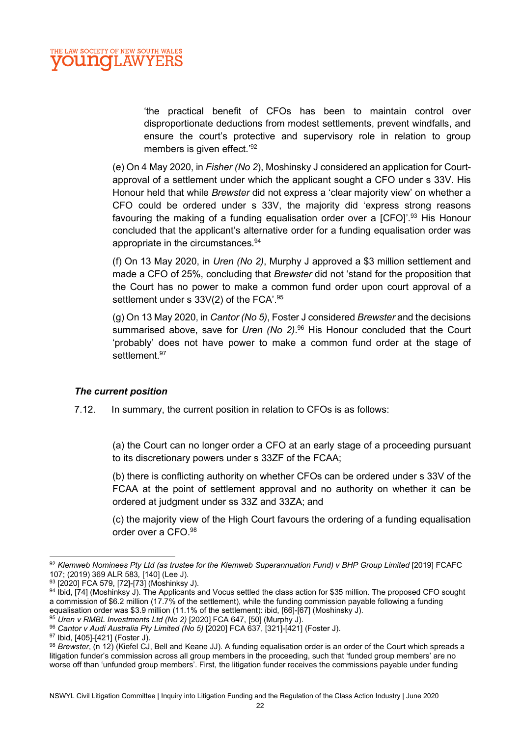'the practical benefit of CFOs has been to maintain control over disproportionate deductions from modest settlements, prevent windfalls, and ensure the court's protective and supervisory role in relation to group members is given effect.'[92]

(e) On 4 May 2020, in *Fisher (No 2*), Moshinsky J considered an application for Court-approval of a settlement under which the applicant sought a CFO under s 33V. His Honour held that while *Brewster* did not express a 'clear majority view' on whether a CFO could be ordered under s 33V, the majority did 'express strong reasons favouring the making of a funding equalisation order over a [CFO]'.[93] His Honour concluded that the applicant's alternative order for a funding equalisation order was appropriate in the circumstances.[94]

(f) On 13 May 2020, in *Uren (No 2)*, Murphy J approved a $3 million settlement and made a CFO of 25%, concluding that *Brewster* did not 'stand for the proposition that the Court has no power to make a common fund order upon court approval of a settlement under s 33V(2) of the FCA'.[95]

(g) On 13 May 2020, in *Cantor (No 5)*, Foster J considered *Brewster* and the decisions summarised above, save for *Uren (No 2)*.[96] His Honour concluded that the Court 'probably' does not have power to make a common fund order at the stage of settlement.[97]

### *The current position*

7.12. In summary, the current position in relation to CFOs is as follows:

(a) the Court can no longer order a CFO at an early stage of a proceeding pursuant to its discretionary powers under s 33ZF of the FCAA;

(b) there is conflicting authority on whether CFOs can be ordered under s 33V of the FCAA at the point of settlement approval and no authority on whether it can be ordered at judgment under ss 33Z and 33ZA; and

(c) the majority view of the High Court favours the ordering of a funding equalisation order over a CFO.[98]

---

[92] *Klemweb Nominees Pty Ltd (as trustee for the Klemweb Superannuation Fund) v BHP Group Limited* [2019] FCAFC 107; (2019) 369 ALR 583, [140] (Lee J).

[93] [2020] FCA 579, [72]-[73] (Moshinksy J).

[94] Ibid, [74] (Moshinksy J). The Applicants and Vocus settled the class action for $35 million. The proposed CFO sought a commission of $6.2 million (17.7% of the settlement), while the funding commission payable following a funding equalisation order was $3.9 million (11.1% of the settlement): ibid, [66]-[67] (Moshinksy J).

[95] *Uren v RMBL Investments Ltd (No 2)* [2020] FCA 647, [50] (Murphy J).

[96] *Cantor v Audi Australia Pty Limited (No 5)* [2020] FCA 637, [321]-[421] (Foster J).

[97] Ibid, [405]-[421] (Foster J).

[98] *Brewster*, (n 12) (Kiefel CJ, Bell and Keane JJ). A funding equalisation order is an order of the Court which spreads a litigation funder's commission across all group members in the proceeding, such that 'funded group members' are no worse off than 'unfunded group members'. First, the litigation funder receives the commissions payable under funding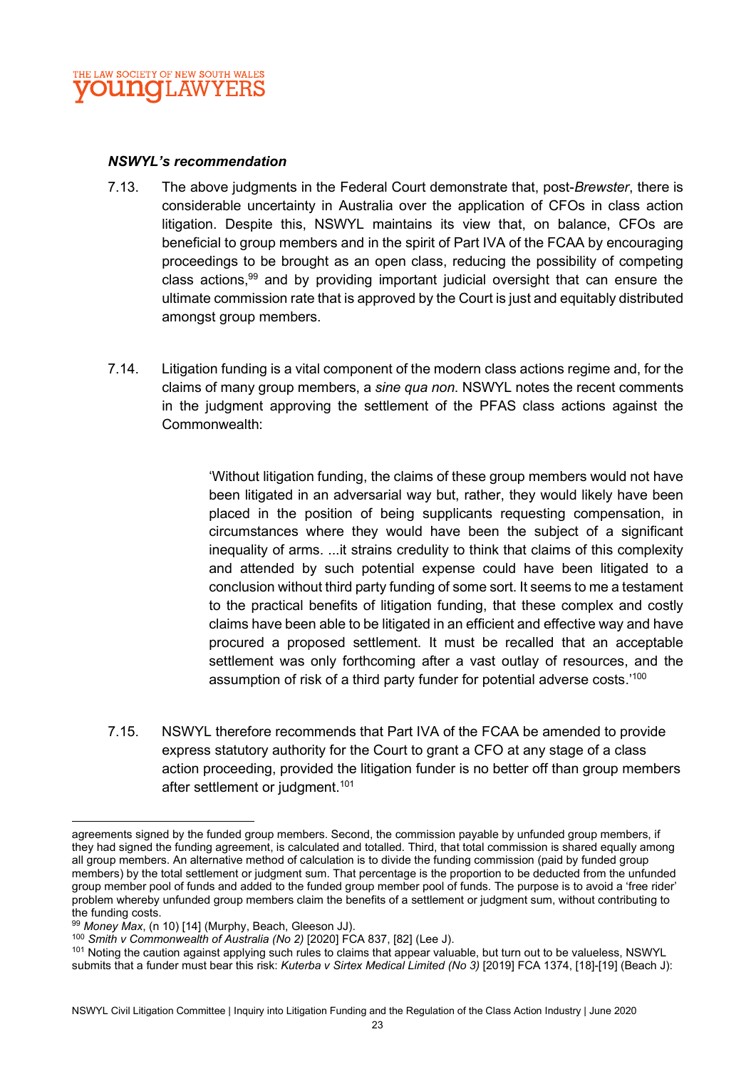***NSWYL's recommendation***

7.13. The above judgments in the Federal Court demonstrate that, post-*Brewster*, there is considerable uncertainty in Australia over the application of CFOs in class action litigation. Despite this, NSWYL maintains its view that, on balance, CFOs are beneficial to group members and in the spirit of Part IVA of the FCAA by encouraging proceedings to be brought as an open class, reducing the possibility of competing class actions,[99] and by providing important judicial oversight that can ensure the ultimate commission rate that is approved by the Court is just and equitably distributed amongst group members.

7.14. Litigation funding is a vital component of the modern class actions regime and, for the claims of many group members, a *sine qua non*. NSWYL notes the recent comments in the judgment approving the settlement of the PFAS class actions against the Commonwealth:

> 'Without litigation funding, the claims of these group members would not have been litigated in an adversarial way but, rather, they would likely have been placed in the position of being supplicants requesting compensation, in circumstances where they would have been the subject of a significant inequality of arms. ...it strains credulity to think that claims of this complexity and attended by such potential expense could have been litigated to a conclusion without third party funding of some sort. It seems to me a testament to the practical benefits of litigation funding, that these complex and costly claims have been able to be litigated in an efficient and effective way and have procured a proposed settlement. It must be recalled that an acceptable settlement was only forthcoming after a vast outlay of resources, and the assumption of risk of a third party funder for potential adverse costs.'[100]

7.15. NSWYL therefore recommends that Part IVA of the FCAA be amended to provide express statutory authority for the Court to grant a CFO at any stage of a class action proceeding, provided the litigation funder is no better off than group members after settlement or judgment.[101]

---

agreements signed by the funded group members. Second, the commission payable by unfunded group members, if they had signed the funding agreement, is calculated and totalled. Third, that total commission is shared equally among all group members. An alternative method of calculation is to divide the funding commission (paid by funded group members) by the total settlement or judgment sum. That percentage is the proportion to be deducted from the unfunded group member pool of funds and added to the funded group member pool of funds. The purpose is to avoid a 'free rider' problem whereby unfunded group members claim the benefits of a settlement or judgment sum, without contributing to the funding costs.

[99] *Money Max*, (n 10) [14] (Murphy, Beach, Gleeson JJ).

[100] *Smith v Commonwealth of Australia (No 2)* [2020] FCA 837, [82] (Lee J).

[101] Noting the caution against applying such rules to claims that appear valuable, but turn out to be valueless, NSWYL submits that a funder must bear this risk: *Kuterba v Sirtex Medical Limited (No 3)* [2019] FCA 1374, [18]-[19] (Beach J):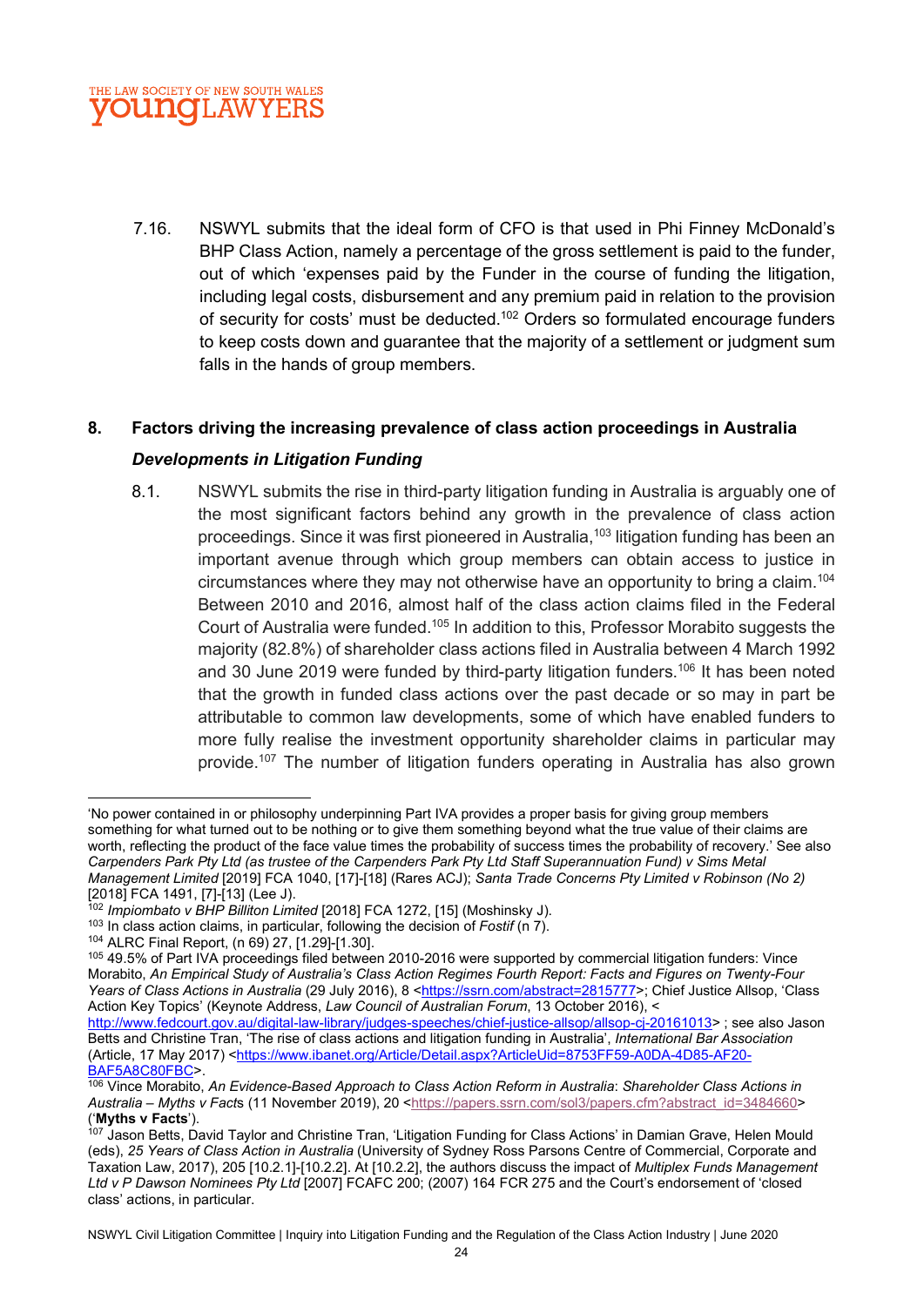7.16. NSWYL submits that the ideal form of CFO is that used in Phi Finney McDonald's BHP Class Action, namely a percentage of the gross settlement is paid to the funder, out of which 'expenses paid by the Funder in the course of funding the litigation, including legal costs, disbursement and any premium paid in relation to the provision of security for costs' must be deducted.[102] Orders so formulated encourage funders to keep costs down and guarantee that the majority of a settlement or judgment sum falls in the hands of group members.

## 8. Factors driving the increasing prevalence of class action proceedings in Australia

### *Developments in Litigation Funding*

8.1. NSWYL submits the rise in third-party litigation funding in Australia is arguably one of the most significant factors behind any growth in the prevalence of class action proceedings. Since it was first pioneered in Australia,[103] litigation funding has been an important avenue through which group members can obtain access to justice in circumstances where they may not otherwise have an opportunity to bring a claim.[104] Between 2010 and 2016, almost half of the class action claims filed in the Federal Court of Australia were funded.[105] In addition to this, Professor Morabito suggests the majority (82.8%) of shareholder class actions filed in Australia between 4 March 1992 and 30 June 2019 were funded by third-party litigation funders.[106] It has been noted that the growth in funded class actions over the past decade or so may in part be attributable to common law developments, some of which have enabled funders to more fully realise the investment opportunity shareholder claims in particular may provide.[107] The number of litigation funders operating in Australia has also grown

---

'No power contained in or philosophy underpinning Part IVA provides a proper basis for giving group members something for what turned out to be nothing or to give them something beyond what the true value of their claims are worth, reflecting the product of the face value times the probability of success times the probability of recovery.' See also *Carpenders Park Pty Ltd (as trustee of the Carpenders Park Pty Ltd Staff Superannuation Fund) v Sims Metal Management Limited* [2019] FCA 1040, [17]-[18] (Rares ACJ); *Santa Trade Concerns Pty Limited v Robinson (No 2)* [2018] FCA 1491, [7]-[13] (Lee J).

[102] *Impiombato v BHP Billiton Limited* [2018] FCA 1272, [15] (Moshinsky J).

[103] In class action claims, in particular, following the decision of *Fostif* (n 7).

[104] ALRC Final Report, (n 69) 27, [1.29]-[1.30].

[105] 49.5% of Part IVA proceedings filed between 2010-2016 were supported by commercial litigation funders: Vince Morabito, *An Empirical Study of Australia's Class Action Regimes Fourth Report: Facts and Figures on Twenty-Four Years of Class Actions in Australia* (29 July 2016), 8 <https://ssrn.com/abstract=2815777>; Chief Justice Allsop, 'Class Action Key Topics' (Keynote Address, *Law Council of Australian Forum*, 13 October 2016), < http://www.fedcourt.gov.au/digital-law-library/judges-speeches/chief-justice-allsop/allsop-cj-20161013> ; see also Jason Betts and Christine Tran, 'The rise of class actions and litigation funding in Australia', *International Bar Association* (Article, 17 May 2017) <https://www.ibanet.org/Article/Detail.aspx?ArticleUid=8753FF59-A0DA-4D85-AF20-BAF5A8C80FBC>.

[106] Vince Morabito, *An Evidence-Based Approach to Class Action Reform in Australia*: *Shareholder Class Actions in Australia – Myths v Facts* (11 November 2019), 20 <https://papers.ssrn.com/sol3/papers.cfm?abstract_id=3484660> ('**Myths v Facts**').

[107] Jason Betts, David Taylor and Christine Tran, 'Litigation Funding for Class Actions' in Damian Grave, Helen Mould (eds), *25 Years of Class Action in Australia* (University of Sydney Ross Parsons Centre of Commercial, Corporate and Taxation Law, 2017), 205 [10.2.1]-[10.2.2]. At [10.2.2], the authors discuss the impact of *Multiplex Funds Management Ltd v P Dawson Nominees Pty Ltd* [2007] FCAFC 200; (2007) 164 FCR 275 and the Court's endorsement of 'closed class' actions, in particular.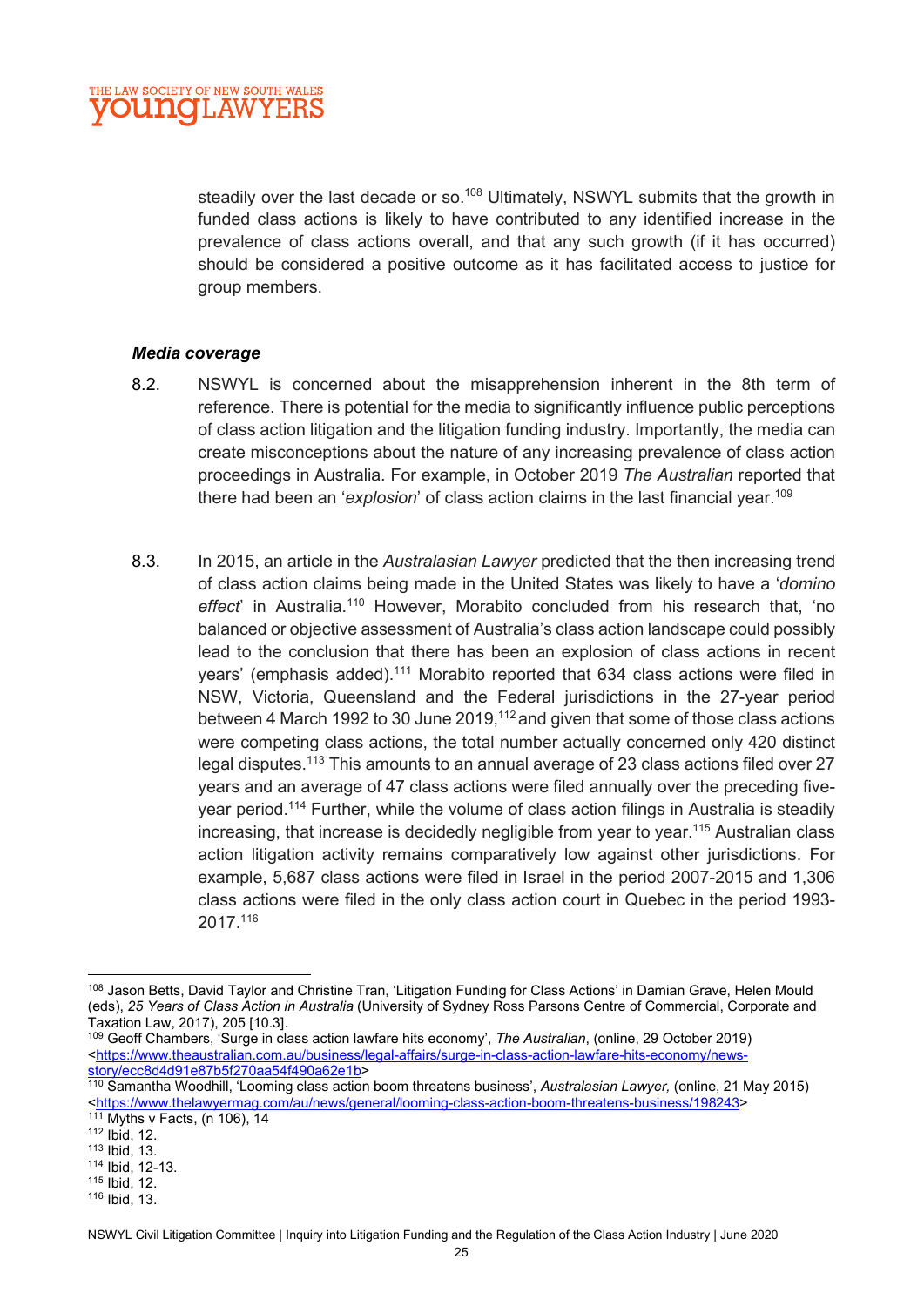steadily over the last decade or so.[108] Ultimately, NSWYL submits that the growth in funded class actions is likely to have contributed to any identified increase in the prevalence of class actions overall, and that any such growth (if it has occurred) should be considered a positive outcome as it has facilitated access to justice for group members.

### *Media coverage*

8.2. NSWYL is concerned about the misapprehension inherent in the 8th term of reference. There is potential for the media to significantly influence public perceptions of class action litigation and the litigation funding industry. Importantly, the media can create misconceptions about the nature of any increasing prevalence of class action proceedings in Australia. For example, in October 2019 *The Australian* reported that there had been an '*explosion*' of class action claims in the last financial year.[109]

8.3. In 2015, an article in the *Australasian Lawyer* predicted that the then increasing trend of class action claims being made in the United States was likely to have a '*domino effect*' in Australia.[110] However, Morabito concluded from his research that, 'no balanced or objective assessment of Australia's class action landscape could possibly lead to the conclusion that there has been an explosion of class actions in recent years' (emphasis added).[111] Morabito reported that 634 class actions were filed in NSW, Victoria, Queensland and the Federal jurisdictions in the 27-year period between 4 March 1992 to 30 June 2019,[112] and given that some of those class actions were competing class actions, the total number actually concerned only 420 distinct legal disputes.[113] This amounts to an annual average of 23 class actions filed over 27 years and an average of 47 class actions were filed annually over the preceding five-year period.[114] Further, while the volume of class action filings in Australia is steadily increasing, that increase is decidedly negligible from year to year.[115] Australian class action litigation activity remains comparatively low against other jurisdictions. For example, 5,687 class actions were filed in Israel in the period 2007-2015 and 1,306 class actions were filed in the only class action court in Quebec in the period 1993-2017.[116]

---

[108] Jason Betts, David Taylor and Christine Tran, 'Litigation Funding for Class Actions' in Damian Grave, Helen Mould (eds), *25 Years of Class Action in Australia* (University of Sydney Ross Parsons Centre of Commercial, Corporate and Taxation Law, 2017), 205 [10.3].

[109] Geoff Chambers, 'Surge in class action lawfare hits economy', *The Australian*, (online, 29 October 2019) <https://www.theaustralian.com.au/business/legal-affairs/surge-in-class-action-lawfare-hits-economy/news-story/ecc8d4d91e87b5f270aa54f490a62e1b>

[110] Samantha Woodhill, 'Looming class action boom threatens business', *Australasian Lawyer,* (online, 21 May 2015) <https://www.thelawyermag.com/au/news/general/looming-class-action-boom-threatens-business/198243>

[111] Myths v Facts, (n 106), 14

[112] Ibid, 12.

[113] Ibid, 13.

[114] Ibid, 12-13.

[115] Ibid, 12.

[116] Ibid, 13.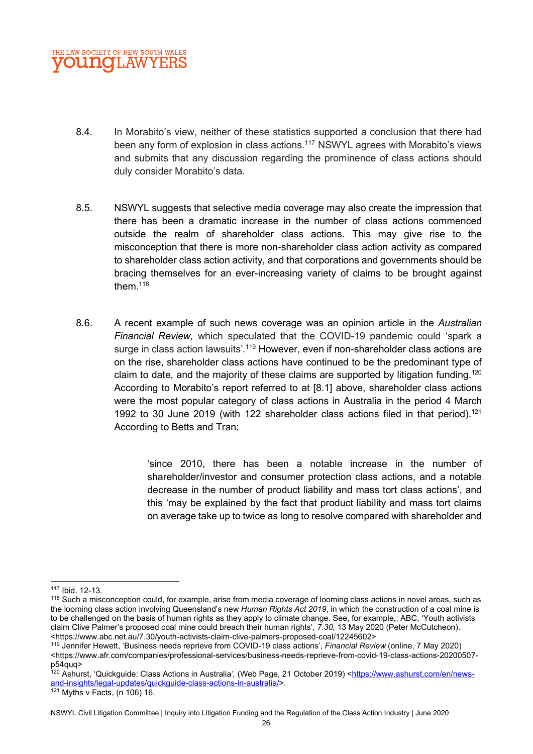8.4. In Morabito's view, neither of these statistics supported a conclusion that there had been any form of explosion in class actions.[117] NSWYL agrees with Morabito's views and submits that any discussion regarding the prominence of class actions should duly consider Morabito's data.

8.5. NSWYL suggests that selective media coverage may also create the impression that there has been a dramatic increase in the number of class actions commenced outside the realm of shareholder class actions. This may give rise to the misconception that there is more non-shareholder class action activity as compared to shareholder class action activity, and that corporations and governments should be bracing themselves for an ever-increasing variety of claims to be brought against them.[118]

8.6. A recent example of such news coverage was an opinion article in the *Australian Financial Review,* which speculated that the COVID-19 pandemic could 'spark a surge in class action lawsuits'.[119] However, even if non-shareholder class actions are on the rise, shareholder class actions have continued to be the predominant type of claim to date, and the majority of these claims are supported by litigation funding.[120] According to Morabito's report referred to at [8.1] above, shareholder class actions were the most popular category of class actions in Australia in the period 4 March 1992 to 30 June 2019 (with 122 shareholder class actions filed in that period).[121] According to Betts and Tran:

> 'since 2010, there has been a notable increase in the number of shareholder/investor and consumer protection class actions, and a notable decrease in the number of product liability and mass tort class actions', and this 'may be explained by the fact that product liability and mass tort claims on average take up to twice as long to resolve compared with shareholder and

---

[117] Ibid, 12-13.

[118] Such a misconception could, for example, arise from media coverage of looming class actions in novel areas, such as the looming class action involving Queensland's new *Human Rights Act 2019*, in which the construction of a coal mine is to be challenged on the basis of human rights as they apply to climate change. See, for example,: ABC, 'Youth activists claim Clive Palmer's proposed coal mine could breach their human rights', *7.30,* 13 May 2020 (Peter McCutcheon). <https://www.abc.net.au/7.30/youth-activists-claim-clive-palmers-proposed-coal/12245602>

[119] Jennifer Hewett, 'Business needs reprieve from COVID-19 class actions', *Financial Review* (online, 7 May 2020) <https://www.afr.com/companies/professional-services/business-needs-reprieve-from-covid-19-class-actions-20200507-p54quq>

[120] Ashurst, 'Quickguide: Class Actions in Australia*',* (Web Page, 21 October 2019) <https://www.ashurst.com/en/news-and-insights/legal-updates/quickguide-class-actions-in-australia/>.

[121] Myths v Facts, (n 106) 16.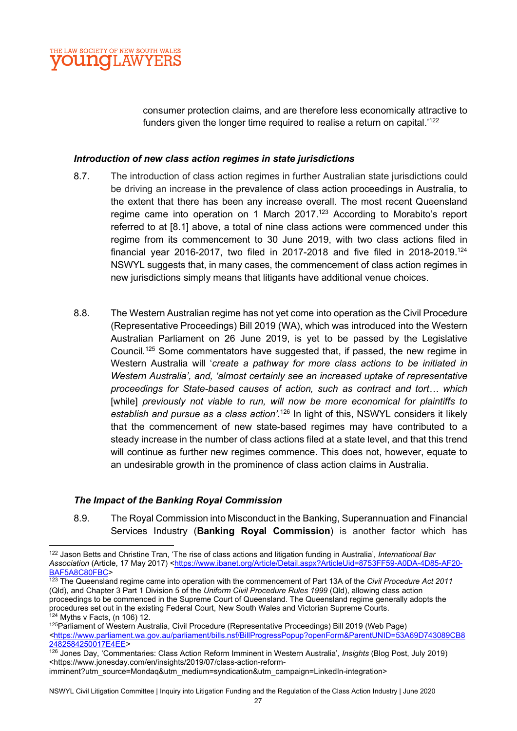consumer protection claims, and are therefore less economically attractive to funders given the longer time required to realise a return on capital.'[122]

***Introduction of new class action regimes in state jurisdictions***

8.7. The introduction of class action regimes in further Australian state jurisdictions could be driving an increase in the prevalence of class action proceedings in Australia, to the extent that there has been any increase overall. The most recent Queensland regime came into operation on 1 March 2017.[123] According to Morabito's report referred to at [8.1] above, a total of nine class actions were commenced under this regime from its commencement to 30 June 2019, with two class actions filed in financial year 2016-2017, two filed in 2017-2018 and five filed in 2018-2019.[124] NSWYL suggests that, in many cases, the commencement of class action regimes in new jurisdictions simply means that litigants have additional venue choices.

8.8. The Western Australian regime has not yet come into operation as the Civil Procedure (Representative Proceedings) Bill 2019 (WA), which was introduced into the Western Australian Parliament on 26 June 2019, is yet to be passed by the Legislative Council.[125] Some commentators have suggested that, if passed, the new regime in Western Australia will '*create a pathway for more class actions to be initiated in Western Australia', and, 'almost certainly see an increased uptake of representative proceedings for State-based causes of action, such as contract and tort… which* [while] *previously not viable to run, will now be more economical for plaintiffs to establish and pursue as a class action'*.[126] In light of this, NSWYL considers it likely that the commencement of new state-based regimes may have contributed to a steady increase in the number of class actions filed at a state level, and that this trend will continue as further new regimes commence. This does not, however, equate to an undesirable growth in the prominence of class action claims in Australia.

***The Impact of the Banking Royal Commission***

8.9. The Royal Commission into Misconduct in the Banking, Superannuation and Financial Services Industry (**Banking Royal Commission**) is another factor which has

---

[122] Jason Betts and Christine Tran, 'The rise of class actions and litigation funding in Australia', *International Bar Association* (Article, 17 May 2017) <https://www.ibanet.org/Article/Detail.aspx?ArticleUid=8753FF59-A0DA-4D85-AF20-BAF5A8C80FBC>

[123] The Queensland regime came into operation with the commencement of Part 13A of the *Civil Procedure Act 2011* (Qld), and Chapter 3 Part 1 Division 5 of the *Uniform Civil Procedure Rules 1999* (Qld), allowing class action proceedings to be commenced in the Supreme Court of Queensland. The Queensland regime generally adopts the procedures set out in the existing Federal Court, New South Wales and Victorian Supreme Courts.

[124] Myths v Facts, (n 106) 12.

[125] Parliament of Western Australia, Civil Procedure (Representative Proceedings) Bill 2019 (Web Page) <https://www.parliament.wa.gov.au/parliament/bills.nsf/BillProgressPopup?openForm&ParentUNID=53A69D743089CB82482584250017E4EE>

[126] Jones Day, 'Commentaries: Class Action Reform Imminent in Western Australia', *Insights* (Blog Post, July 2019) <https://www.jonesday.com/en/insights/2019/07/class-action-reform-imminent?utm_source=Mondaq&utm_medium=syndication&utm_campaign=LinkedIn-integration>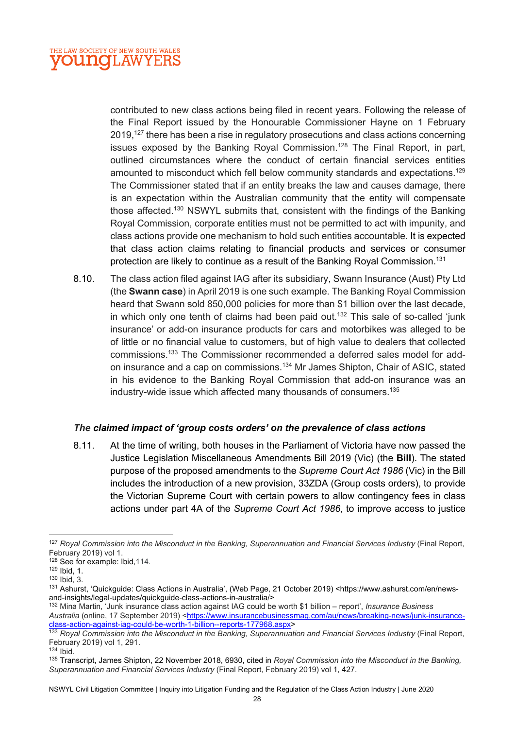contributed to new class actions being filed in recent years. Following the release of the Final Report issued by the Honourable Commissioner Hayne on 1 February 2019,[127] there has been a rise in regulatory prosecutions and class actions concerning issues exposed by the Banking Royal Commission.[128] The Final Report, in part, outlined circumstances where the conduct of certain financial services entities amounted to misconduct which fell below community standards and expectations.[129] The Commissioner stated that if an entity breaks the law and causes damage, there is an expectation within the Australian community that the entity will compensate those affected.[130] NSWYL submits that, consistent with the findings of the Banking Royal Commission, corporate entities must not be permitted to act with impunity, and class actions provide one mechanism to hold such entities accountable. It is expected that class action claims relating to financial products and services or consumer protection are likely to continue as a result of the Banking Royal Commission.[131]

8.10. The class action filed against IAG after its subsidiary, Swann Insurance (Aust) Pty Ltd (the **Swann case**) in April 2019 is one such example. The Banking Royal Commission heard that Swann sold 850,000 policies for more than $1 billion over the last decade, in which only one tenth of claims had been paid out.[132] This sale of so-called 'junk insurance' or add-on insurance products for cars and motorbikes was alleged to be of little or no financial value to customers, but of high value to dealers that collected commissions.[133] The Commissioner recommended a deferred sales model for add-on insurance and a cap on commissions.[134] Mr James Shipton, Chair of ASIC, stated in his evidence to the Banking Royal Commission that add-on insurance was an industry-wide issue which affected many thousands of consumers.[135]

### *The claimed impact of 'group costs orders' on the prevalence of class actions*

8.11. At the time of writing, both houses in the Parliament of Victoria have now passed the Justice Legislation Miscellaneous Amendments Bill 2019 (Vic) (the **Bill**). The stated purpose of the proposed amendments to the *Supreme Court Act 1986* (Vic) in the Bill includes the introduction of a new provision, 33ZDA (Group costs orders), to provide the Victorian Supreme Court with certain powers to allow contingency fees in class actions under part 4A of the *Supreme Court Act 1986*, to improve access to justice

---

[127] *Royal Commission into the Misconduct in the Banking, Superannuation and Financial Services Industry* (Final Report, February 2019) vol 1.

[128] See for example: Ibid,114.

[129] Ibid, 1.

[130] Ibid, 3.

[131] Ashurst, 'Quickguide: Class Actions in Australia', (Web Page, 21 October 2019) <https://www.ashurst.com/en/news-and-insights/legal-updates/quickguide-class-actions-in-australia/>

[132] Mina Martin, 'Junk insurance class action against IAG could be worth $1 billion – report', *Insurance Business Australia* (online, 17 September 2019) <https://www.insurancebusinessmag.com/au/news/breaking-news/junk-insurance-class-action-against-iag-could-be-worth-1-billion--reports-177968.aspx>

[133] *Royal Commission into the Misconduct in the Banking, Superannuation and Financial Services Industry* (Final Report, February 2019) vol 1, 291.

[134] Ibid.

[135] Transcript, James Shipton, 22 November 2018, 6930, cited in *Royal Commission into the Misconduct in the Banking, Superannuation and Financial Services Industry* (Final Report, February 2019) vol 1, 427.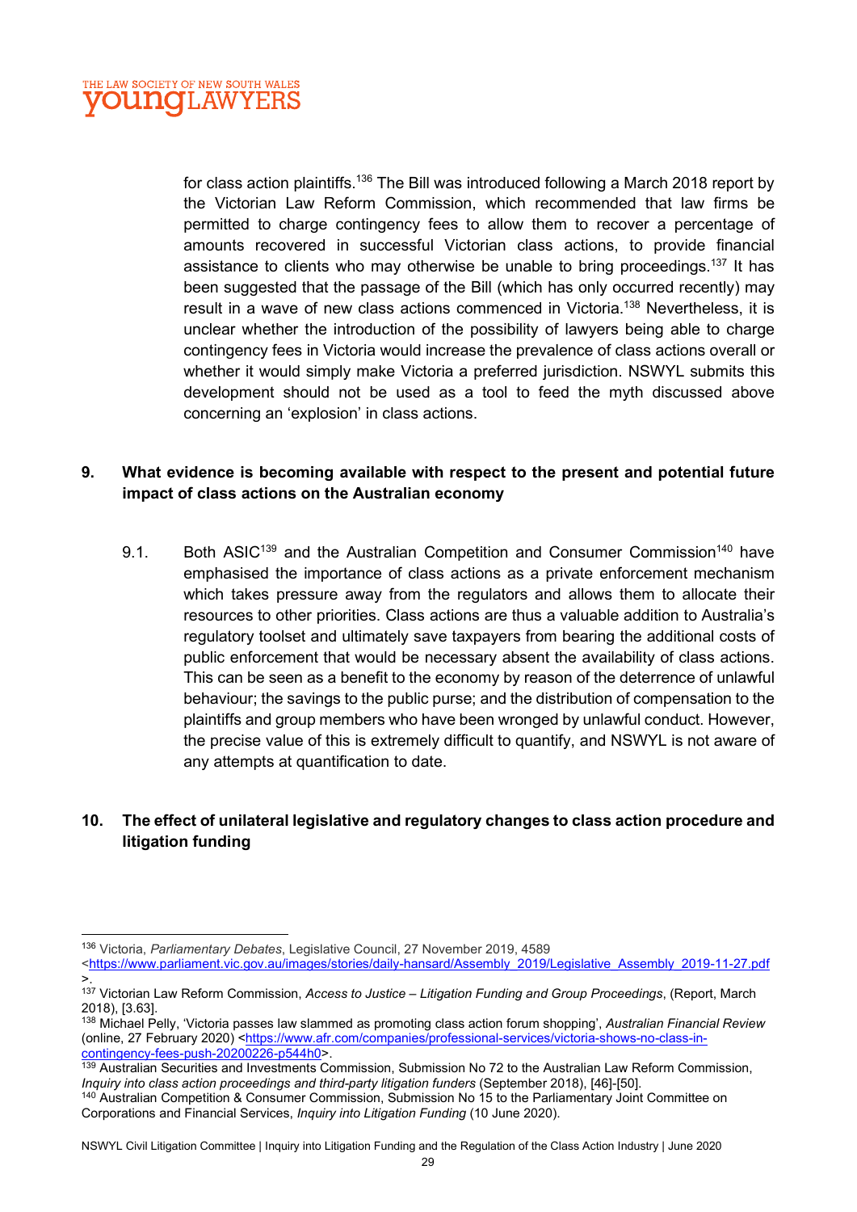for class action plaintiffs.[136] The Bill was introduced following a March 2018 report by the Victorian Law Reform Commission, which recommended that law firms be permitted to charge contingency fees to allow them to recover a percentage of amounts recovered in successful Victorian class actions, to provide financial assistance to clients who may otherwise be unable to bring proceedings.[137] It has been suggested that the passage of the Bill (which has only occurred recently) may result in a wave of new class actions commenced in Victoria.[138] Nevertheless, it is unclear whether the introduction of the possibility of lawyers being able to charge contingency fees in Victoria would increase the prevalence of class actions overall or whether it would simply make Victoria a preferred jurisdiction. NSWYL submits this development should not be used as a tool to feed the myth discussed above concerning an 'explosion' in class actions.

## 9. What evidence is becoming available with respect to the present and potential future impact of class actions on the Australian economy

9.1. Both ASIC[139] and the Australian Competition and Consumer Commission[140] have emphasised the importance of class actions as a private enforcement mechanism which takes pressure away from the regulators and allows them to allocate their resources to other priorities. Class actions are thus a valuable addition to Australia's regulatory toolset and ultimately save taxpayers from bearing the additional costs of public enforcement that would be necessary absent the availability of class actions. This can be seen as a benefit to the economy by reason of the deterrence of unlawful behaviour; the savings to the public purse; and the distribution of compensation to the plaintiffs and group members who have been wronged by unlawful conduct. However, the precise value of this is extremely difficult to quantify, and NSWYL is not aware of any attempts at quantification to date.

## 10. The effect of unilateral legislative and regulatory changes to class action procedure and litigation funding

---

[136] Victoria, *Parliamentary Debates*, Legislative Council, 27 November 2019, 4589 <https://www.parliament.vic.gov.au/images/stories/daily-hansard/Assembly_2019/Legislative_Assembly_2019-11-27.pdf>.

[137] Victorian Law Reform Commission, *Access to Justice – Litigation Funding and Group Proceedings*, (Report, March 2018), [3.63].

[138] Michael Pelly, 'Victoria passes law slammed as promoting class action forum shopping', *Australian Financial Review* (online, 27 February 2020) <https://www.afr.com/companies/professional-services/victoria-shows-no-class-in-contingency-fees-push-20200226-p544h0>.

[139] Australian Securities and Investments Commission, Submission No 72 to the Australian Law Reform Commission, *Inquiry into class action proceedings and third-party litigation funders* (September 2018), [46]-[50].

[140] Australian Competition & Consumer Commission, Submission No 15 to the Parliamentary Joint Committee on Corporations and Financial Services, *Inquiry into Litigation Funding* (10 June 2020).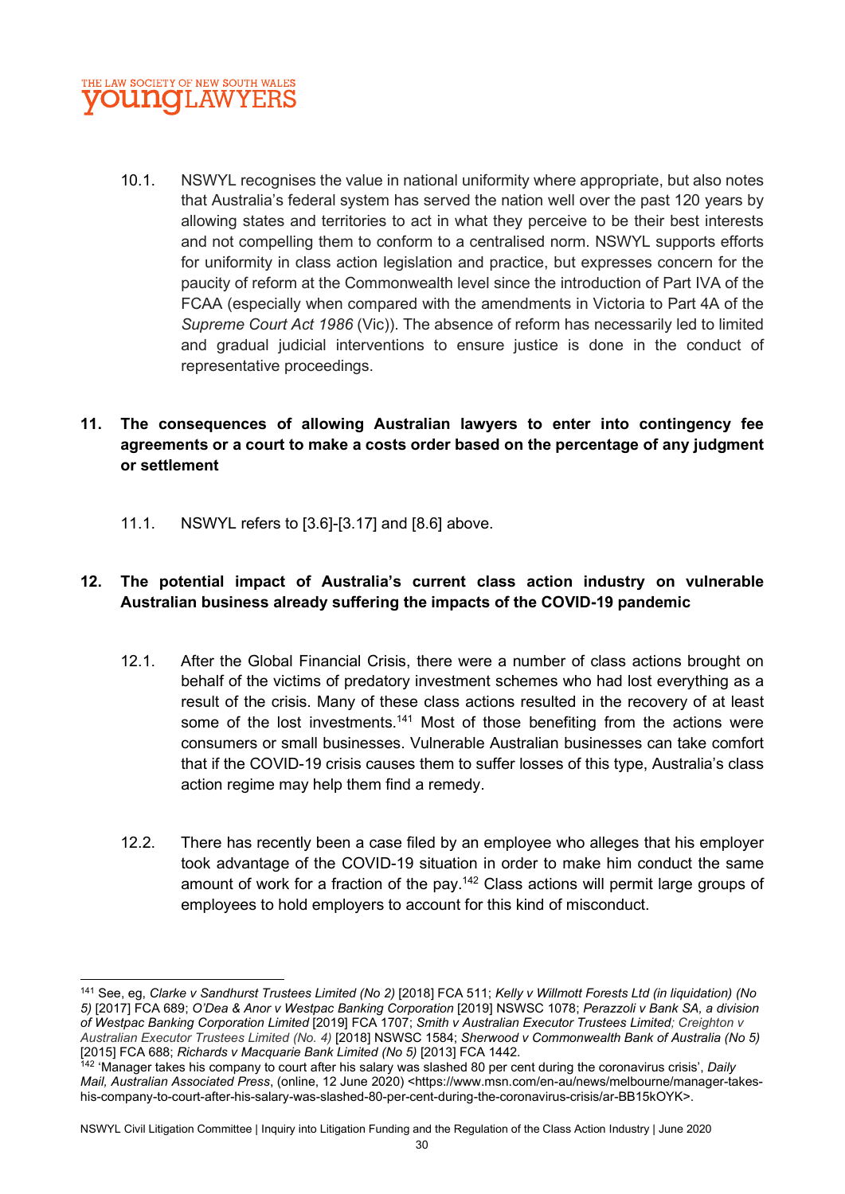10.1. NSWYL recognises the value in national uniformity where appropriate, but also notes that Australia's federal system has served the nation well over the past 120 years by allowing states and territories to act in what they perceive to be their best interests and not compelling them to conform to a centralised norm. NSWYL supports efforts for uniformity in class action legislation and practice, but expresses concern for the paucity of reform at the Commonwealth level since the introduction of Part IVA of the FCAA (especially when compared with the amendments in Victoria to Part 4A of the *Supreme Court Act 1986* (Vic)). The absence of reform has necessarily led to limited and gradual judicial interventions to ensure justice is done in the conduct of representative proceedings.

## 11. The consequences of allowing Australian lawyers to enter into contingency fee agreements or a court to make a costs order based on the percentage of any judgment or settlement

11.1. NSWYL refers to [3.6]-[3.17] and [8.6] above.

## 12. The potential impact of Australia's current class action industry on vulnerable Australian business already suffering the impacts of the COVID-19 pandemic

12.1. After the Global Financial Crisis, there were a number of class actions brought on behalf of the victims of predatory investment schemes who had lost everything as a result of the crisis. Many of these class actions resulted in the recovery of at least some of the lost investments.[141] Most of those benefiting from the actions were consumers or small businesses. Vulnerable Australian businesses can take comfort that if the COVID-19 crisis causes them to suffer losses of this type, Australia's class action regime may help them find a remedy.

12.2. There has recently been a case filed by an employee who alleges that his employer took advantage of the COVID-19 situation in order to make him conduct the same amount of work for a fraction of the pay.[142] Class actions will permit large groups of employees to hold employers to account for this kind of misconduct.

---

[141] See, eg, *Clarke v Sandhurst Trustees Limited (No 2)* [2018] FCA 511; *Kelly v Willmott Forests Ltd (in liquidation) (No 5)* [2017] FCA 689; *O'Dea & Anor v Westpac Banking Corporation* [2019] NSWSC 1078; *Perazzoli v Bank SA, a division of Westpac Banking Corporation Limited* [2019] FCA 1707; *Smith v Australian Executor Trustees Limited; Creighton v Australian Executor Trustees Limited (No. 4)* [2018] NSWSC 1584; *Sherwood v Commonwealth Bank of Australia (No 5)* [2015] FCA 688; *Richards v Macquarie Bank Limited (No 5)* [2013] FCA 1442.

[142] 'Manager takes his company to court after his salary was slashed 80 per cent during the coronavirus crisis', *Daily Mail, Australian Associated Press*, (online, 12 June 2020) <https://www.msn.com/en-au/news/melbourne/manager-takes-his-company-to-court-after-his-salary-was-slashed-80-per-cent-during-the-coronavirus-crisis/ar-BB15kOYK>.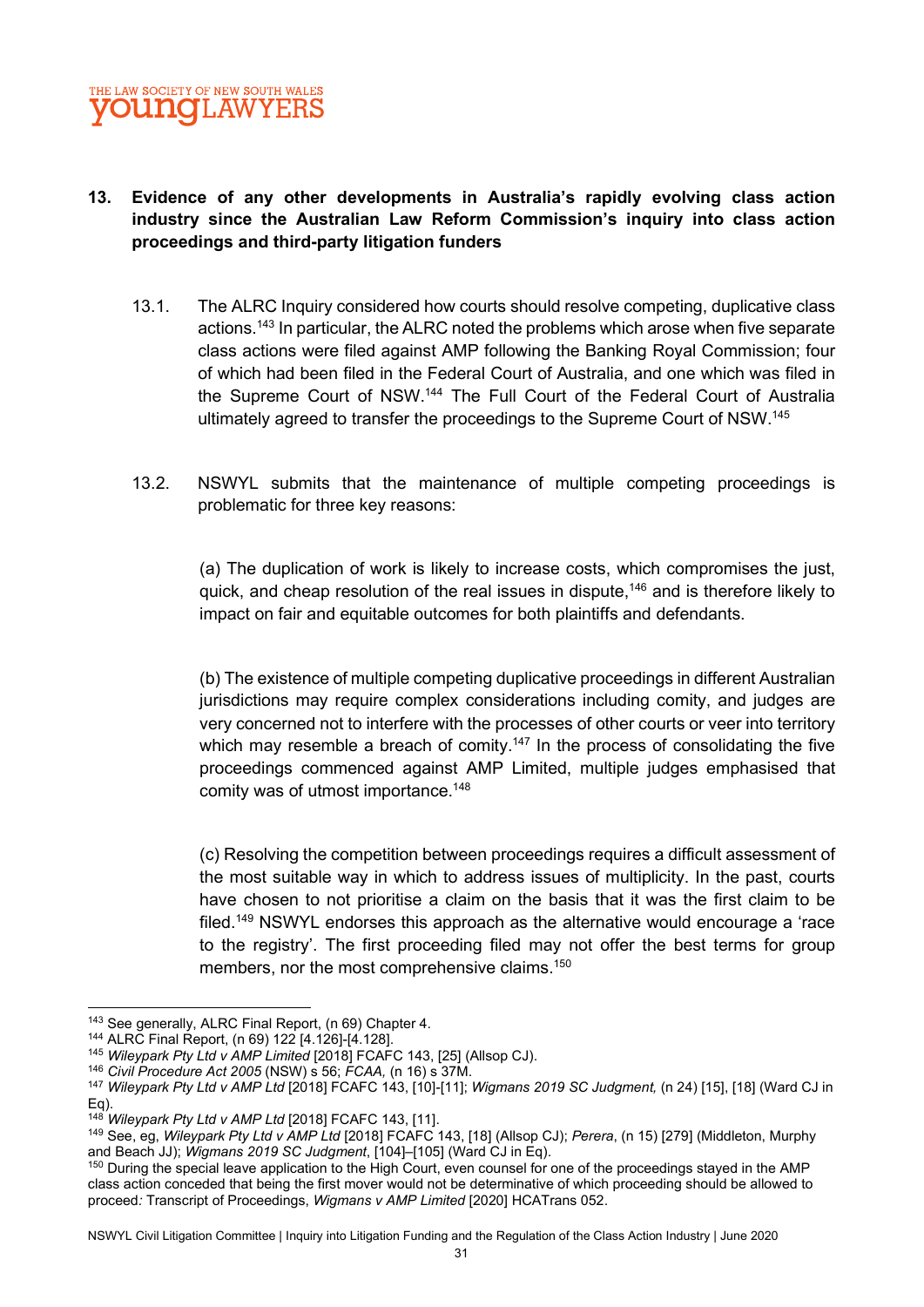## 13. Evidence of any other developments in Australia's rapidly evolving class action industry since the Australian Law Reform Commission's inquiry into class action proceedings and third-party litigation funders

13.1. The ALRC Inquiry considered how courts should resolve competing, duplicative class actions.[143] In particular, the ALRC noted the problems which arose when five separate class actions were filed against AMP following the Banking Royal Commission; four of which had been filed in the Federal Court of Australia, and one which was filed in the Supreme Court of NSW.[144] The Full Court of the Federal Court of Australia ultimately agreed to transfer the proceedings to the Supreme Court of NSW.[145]

13.2. NSWYL submits that the maintenance of multiple competing proceedings is problematic for three key reasons:

(a) The duplication of work is likely to increase costs, which compromises the just, quick, and cheap resolution of the real issues in dispute,[146] and is therefore likely to impact on fair and equitable outcomes for both plaintiffs and defendants.

(b) The existence of multiple competing duplicative proceedings in different Australian jurisdictions may require complex considerations including comity, and judges are very concerned not to interfere with the processes of other courts or veer into territory which may resemble a breach of comity.[147] In the process of consolidating the five proceedings commenced against AMP Limited, multiple judges emphasised that comity was of utmost importance.[148]

(c) Resolving the competition between proceedings requires a difficult assessment of the most suitable way in which to address issues of multiplicity. In the past, courts have chosen to not prioritise a claim on the basis that it was the first claim to be filed.[149] NSWYL endorses this approach as the alternative would encourage a 'race to the registry'. The first proceeding filed may not offer the best terms for group members, nor the most comprehensive claims.[150]

---

[143] See generally, ALRC Final Report, (n 69) Chapter 4.

[144] ALRC Final Report, (n 69) 122 [4.126]-[4.128].

[145] *Wileypark Pty Ltd v AMP Limited* [2018] FCAFC 143, [25] (Allsop CJ).

[146] *Civil Procedure Act 2005* (NSW) s 56; *FCAA,* (n 16) s 37M.

[147] *Wileypark Pty Ltd v AMP Ltd* [2018] FCAFC 143, [10]-[11]; *Wigmans 2019 SC Judgment,* (n 24) [15], [18] (Ward CJ in Eq).

[148] *Wileypark Pty Ltd v AMP Ltd* [2018] FCAFC 143, [11].

[149] See, eg, *Wileypark Pty Ltd v AMP Ltd* [2018] FCAFC 143, [18] (Allsop CJ); *Perera*, (n 15) [279] (Middleton, Murphy and Beach JJ); *Wigmans 2019 SC Judgment*, [104]–[105] (Ward CJ in Eq).

[150] During the special leave application to the High Court, even counsel for one of the proceedings stayed in the AMP class action conceded that being the first mover would not be determinative of which proceeding should be allowed to proceed*:* Transcript of Proceedings, *Wigmans v AMP Limited* [2020] HCATrans 052.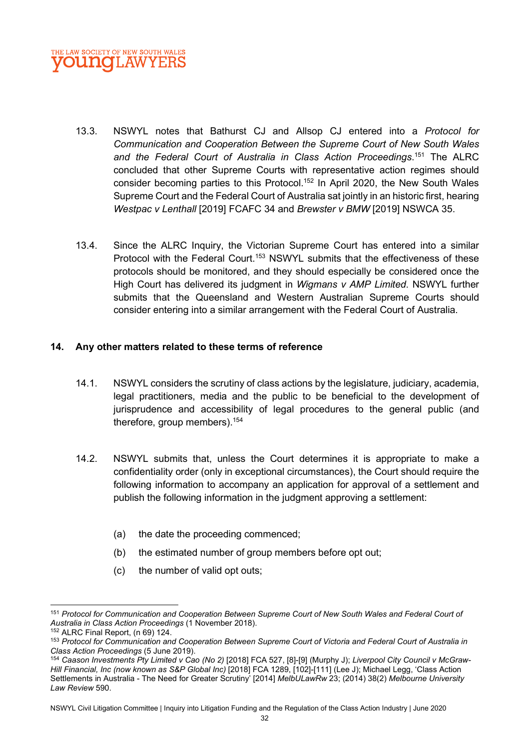13.3. NSWYL notes that Bathurst CJ and Allsop CJ entered into a *Protocol for Communication and Cooperation Between the Supreme Court of New South Wales and the Federal Court of Australia in Class Action Proceedings*.[151] The ALRC concluded that other Supreme Courts with representative action regimes should consider becoming parties to this Protocol.[152] In April 2020, the New South Wales Supreme Court and the Federal Court of Australia sat jointly in an historic first, hearing *Westpac v Lenthall* [2019] FCAFC 34 and *Brewster v BMW* [2019] NSWCA 35.

13.4. Since the ALRC Inquiry, the Victorian Supreme Court has entered into a similar Protocol with the Federal Court.[153] NSWYL submits that the effectiveness of these protocols should be monitored, and they should especially be considered once the High Court has delivered its judgment in *Wigmans v AMP Limited*. NSWYL further submits that the Queensland and Western Australian Supreme Courts should consider entering into a similar arrangement with the Federal Court of Australia.

## 14. Any other matters related to these terms of reference

14.1. NSWYL considers the scrutiny of class actions by the legislature, judiciary, academia, legal practitioners, media and the public to be beneficial to the development of jurisprudence and accessibility of legal procedures to the general public (and therefore, group members).[154]

14.2. NSWYL submits that, unless the Court determines it is appropriate to make a confidentiality order (only in exceptional circumstances), the Court should require the following information to accompany an application for approval of a settlement and publish the following information in the judgment approving a settlement:

(a) the date the proceeding commenced;

(b) the estimated number of group members before opt out;

(c) the number of valid opt outs;

---

[151] *Protocol for Communication and Cooperation Between Supreme Court of New South Wales and Federal Court of Australia in Class Action Proceedings* (1 November 2018).

[152] ALRC Final Report, (n 69) 124.

[153] *Protocol for Communication and Cooperation Between Supreme Court of Victoria and Federal Court of Australia in Class Action Proceedings* (5 June 2019).

[154] *Caason Investments Pty Limited v Cao (No 2)* [2018] FCA 527, [8]-[9] (Murphy J); *Liverpool City Council v McGraw-Hill Financial, Inc (now known as S&P Global Inc)* [2018] FCA 1289, [102]-[111] (Lee J); Michael Legg, 'Class Action Settlements in Australia - The Need for Greater Scrutiny' [2014] *MelbULawRw* 23; (2014) 38(2) *Melbourne University Law Review* 590.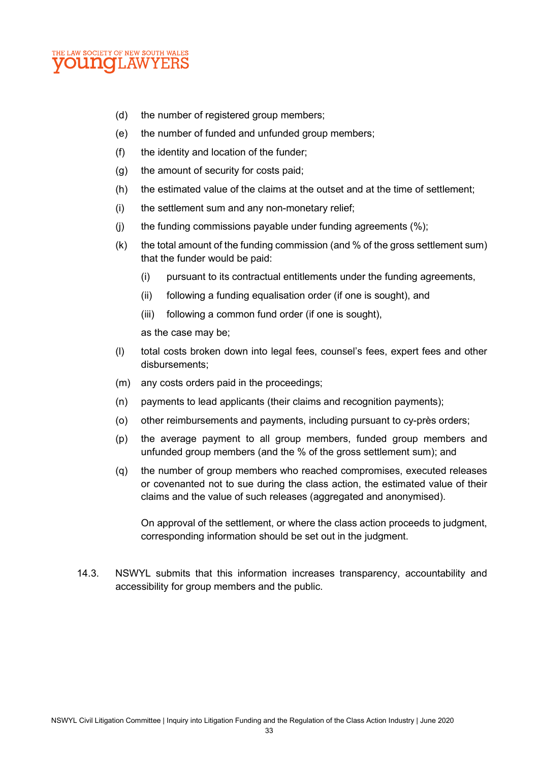(d) the number of registered group members;

(e) the number of funded and unfunded group members;

(f) the identity and location of the funder;

(g) the amount of security for costs paid;

(h) the estimated value of the claims at the outset and at the time of settlement;

(i) the settlement sum and any non-monetary relief;

(j) the funding commissions payable under funding agreements (%);

(k) the total amount of the funding commission (and % of the gross settlement sum) that the funder would be paid:

   (i) pursuant to its contractual entitlements under the funding agreements,

   (ii) following a funding equalisation order (if one is sought), and

   (iii) following a common fund order (if one is sought),

   as the case may be;

(l) total costs broken down into legal fees, counsel's fees, expert fees and other disbursements;

(m) any costs orders paid in the proceedings;

(n) payments to lead applicants (their claims and recognition payments);

(o) other reimbursements and payments, including pursuant to cy-près orders;

(p) the average payment to all group members, funded group members and unfunded group members (and the % of the gross settlement sum); and

(q) the number of group members who reached compromises, executed releases or covenanted not to sue during the class action, the estimated value of their claims and the value of such releases (aggregated and anonymised).

On approval of the settlement, or where the class action proceeds to judgment, corresponding information should be set out in the judgment.

14.3. NSWYL submits that this information increases transparency, accountability and accessibility for group members and the public.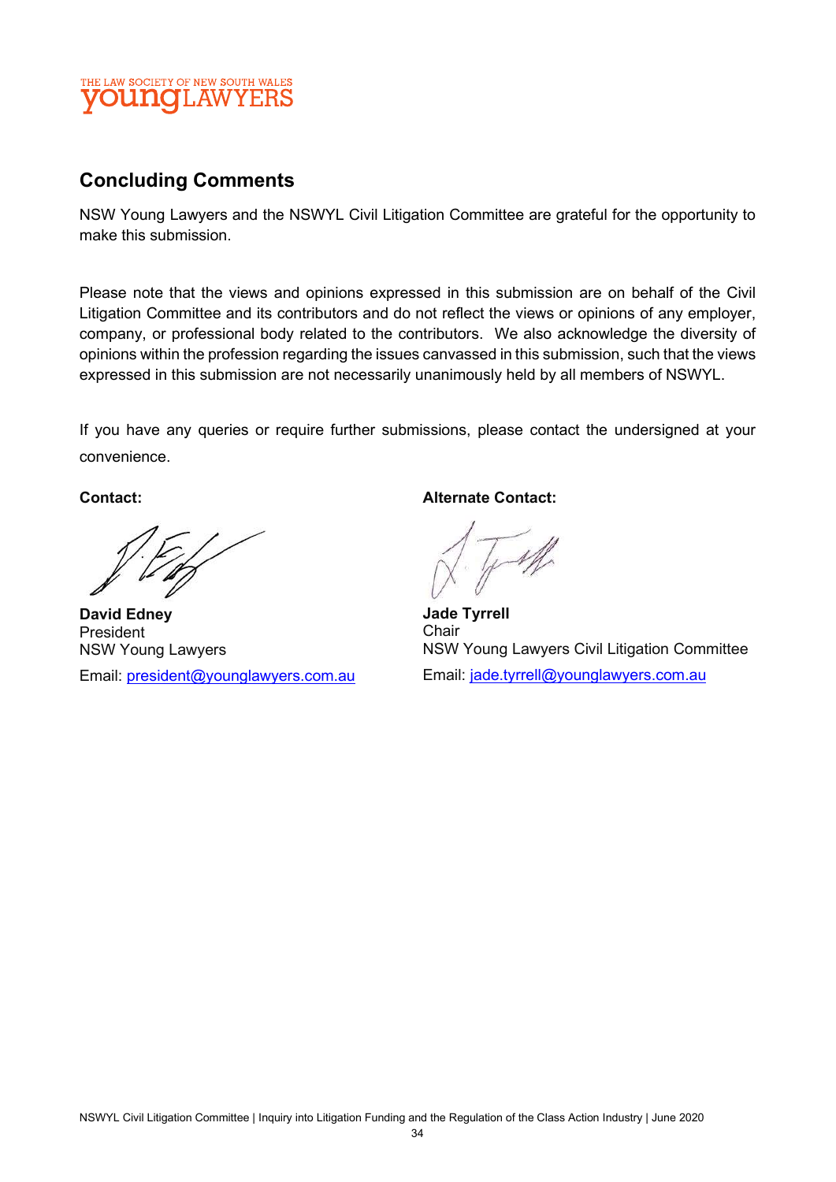## Concluding Comments

NSW Young Lawyers and the NSWYL Civil Litigation Committee are grateful for the opportunity to make this submission.

Please note that the views and opinions expressed in this submission are on behalf of the Civil Litigation Committee and its contributors and do not reflect the views or opinions of any employer, company, or professional body related to the contributors. We also acknowledge the diversity of opinions within the profession regarding the issues canvassed in this submission, such that the views expressed in this submission are not necessarily unanimously held by all members of NSWYL.

If you have any queries or require further submissions, please contact the undersigned at your convenience.

**Contact:**

**David Edney**
President
NSW Young Lawyers
Email: president@younglawyers.com.au

**Alternate Contact:**

**Jade Tyrrell**
Chair
NSW Young Lawyers Civil Litigation Committee
Email: jade.tyrrell@younglawyers.com.au